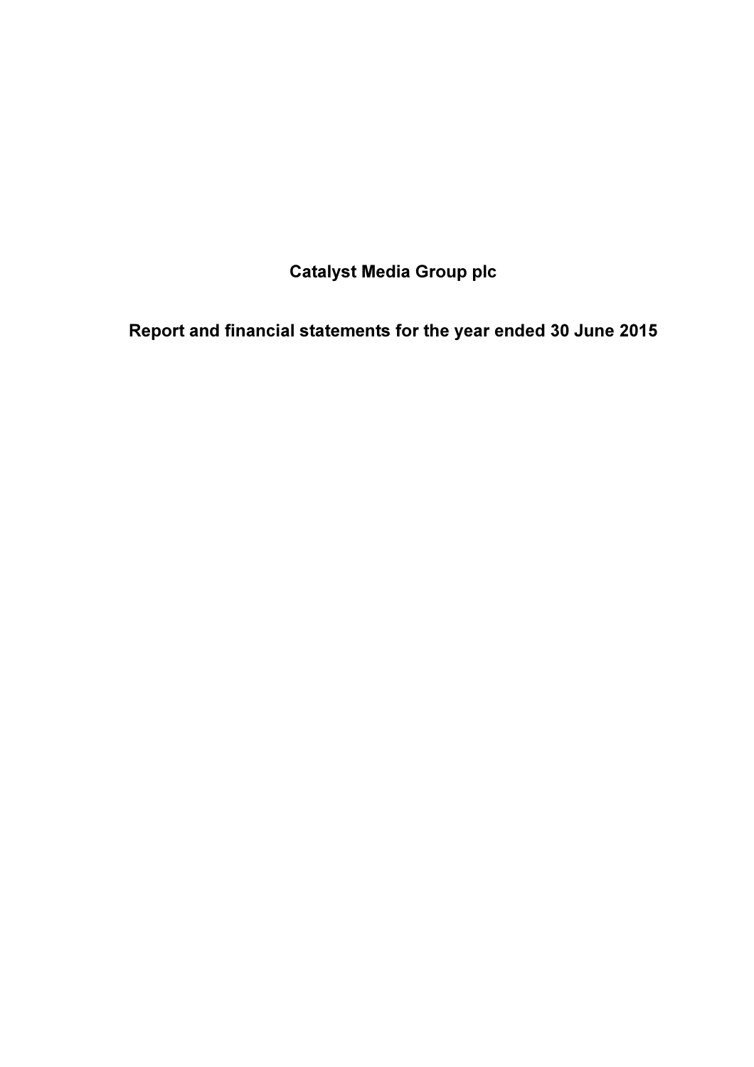# Catalyst Media Group plc

## Report and financial statements for the year ended 30 June 2015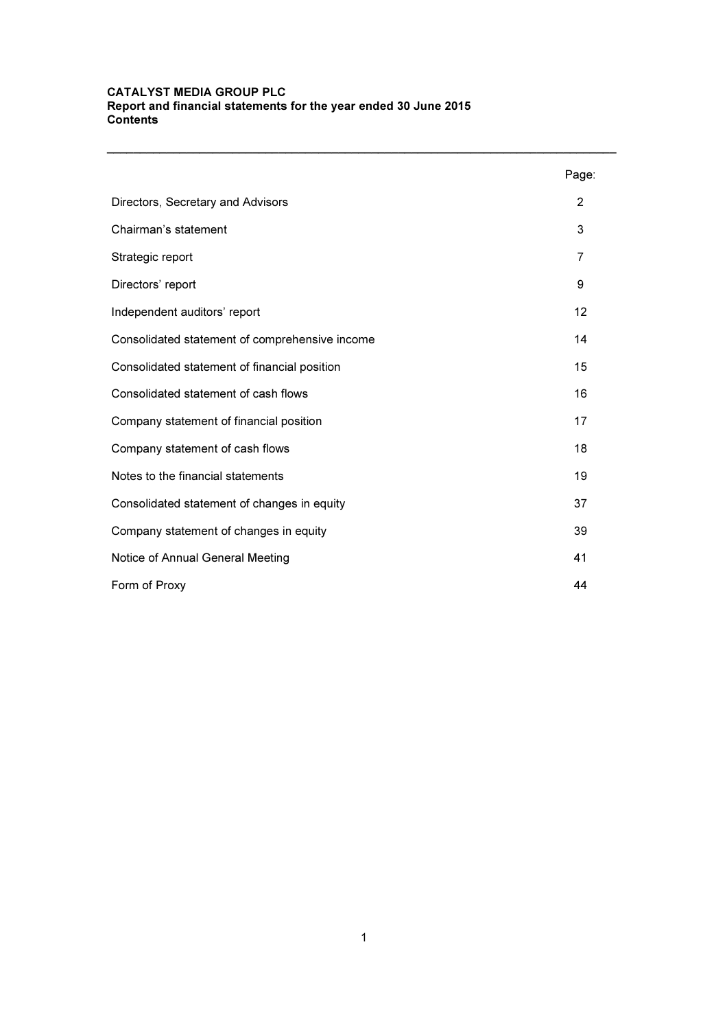**CATALYST MEDIA GROUP PLC**
**Report and financial statements for the year ended 30 June 2015**
**Contents**

---

| | Page: |
|---|---|
| Directors, Secretary and Advisors | 2 |
| Chairman's statement | 3 |
| Strategic report | 7 |
| Directors' report | 9 |
| Independent auditors' report | 12 |
| Consolidated statement of comprehensive income | 14 |
| Consolidated statement of financial position | 15 |
| Consolidated statement of cash flows | 16 |
| Company statement of financial position | 17 |
| Company statement of cash flows | 18 |
| Notes to the financial statements | 19 |
| Consolidated statement of changes in equity | 37 |
| Company statement of changes in equity | 39 |
| Notice of Annual General Meeting | 41 |
| Form of Proxy | 44 |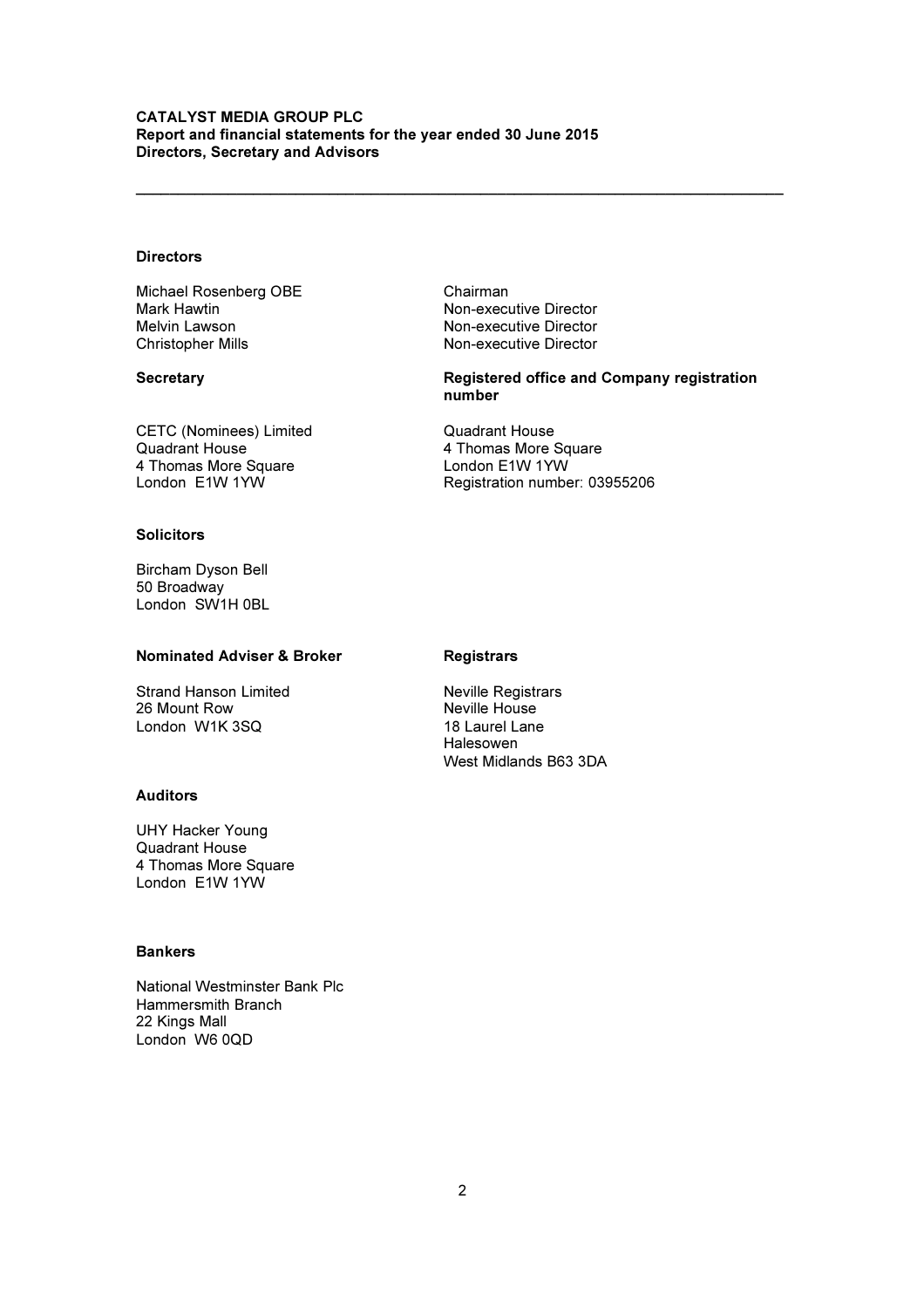**CATALYST MEDIA GROUP PLC**
**Report and financial statements for the year ended 30 June 2015**
**Directors, Secretary and Advisors**

---

### Directors

| | |
|---|---|
| Michael Rosenberg OBE | Chairman |
| Mark Hawtin | Non-executive Director |
| Melvin Lawson | Non-executive Director |
| Christopher Mills | Non-executive Director |

### Secretary

CETC (Nominees) Limited
Quadrant House
4 Thomas More Square
London E1W 1YW

### Registered office and Company registration number

Quadrant House
4 Thomas More Square
London E1W 1YW
Registration number: 03955206

### Solicitors

Bircham Dyson Bell
50 Broadway
London SW1H 0BL

### Nominated Adviser & Broker

Strand Hanson Limited
26 Mount Row
London W1K 3SQ

### Registrars

Neville Registrars
Neville House
18 Laurel Lane
Halesowen
West Midlands B63 3DA

### Auditors

UHY Hacker Young
Quadrant House
4 Thomas More Square
London E1W 1YW

### Bankers

National Westminster Bank Plc
Hammersmith Branch
22 Kings Mall
London W6 0QD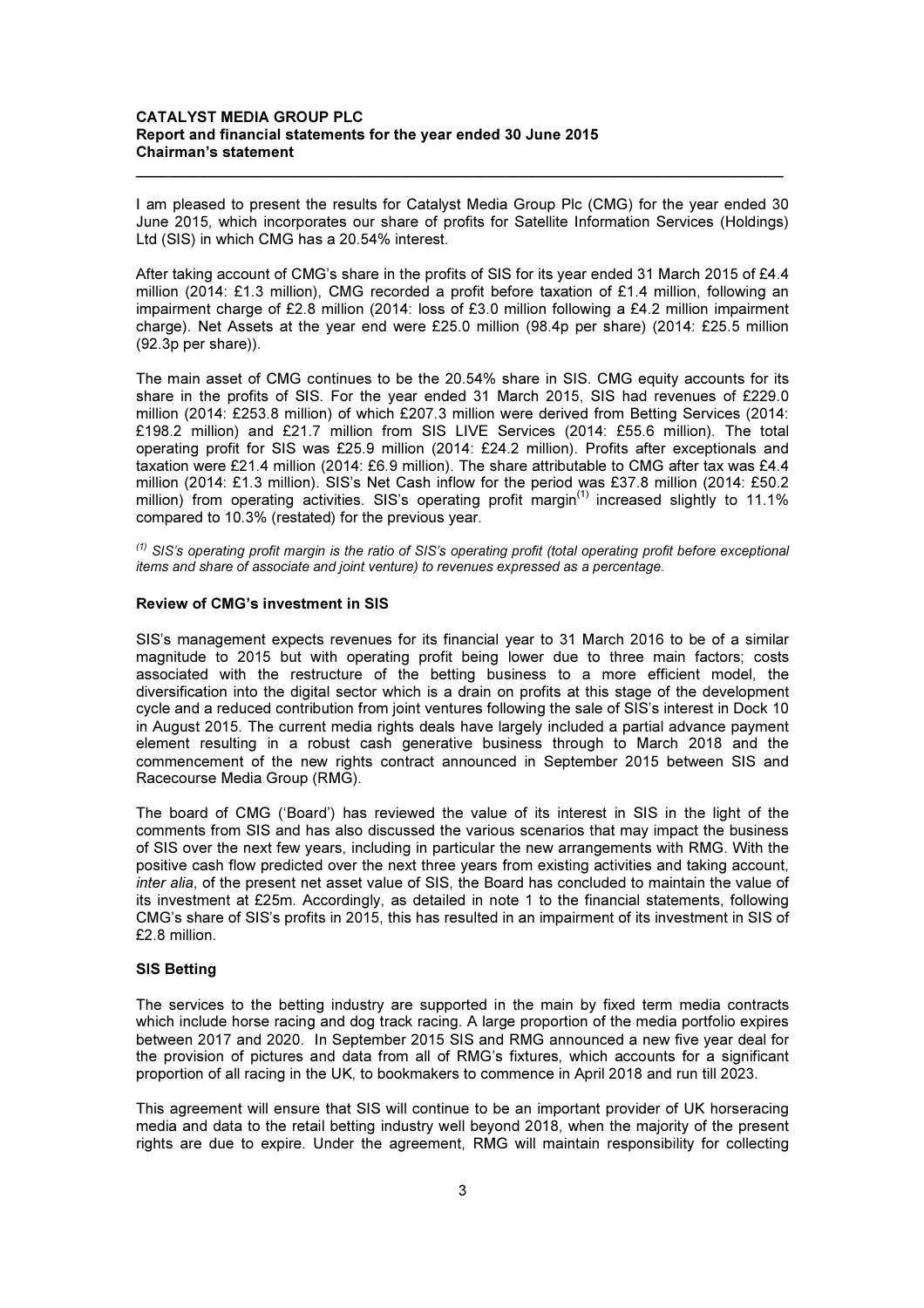**CATALYST MEDIA GROUP PLC**
**Report and financial statements for the year ended 30 June 2015**
**Chairman's statement**

I am pleased to present the results for Catalyst Media Group Plc (CMG) for the year ended 30 June 2015, which incorporates our share of profits for Satellite Information Services (Holdings) Ltd (SIS) in which CMG has a 20.54% interest.

After taking account of CMG's share in the profits of SIS for its year ended 31 March 2015 of £4.4 million (2014: £1.3 million), CMG recorded a profit before taxation of £1.4 million, following an impairment charge of £2.8 million (2014: loss of £3.0 million following a £4.2 million impairment charge). Net Assets at the year end were £25.0 million (98.4p per share) (2014: £25.5 million (92.3p per share)).

The main asset of CMG continues to be the 20.54% share in SIS. CMG equity accounts for its share in the profits of SIS. For the year ended 31 March 2015, SIS had revenues of £229.0 million (2014: £253.8 million) of which £207.3 million were derived from Betting Services (2014: £198.2 million) and £21.7 million from SIS LIVE Services (2014: £55.6 million). The total operating profit for SIS was £25.9 million (2014: £24.2 million). Profits after exceptionals and taxation were £21.4 million (2014: £6.9 million). The share attributable to CMG after tax was £4.4 million (2014: £1.3 million). SIS's Net Cash inflow for the period was £37.8 million (2014: £50.2 million) from operating activities. SIS's operating profit margin[1] increased slightly to 11.1% compared to 10.3% (restated) for the previous year.

*[1] SIS's operating profit margin is the ratio of SIS's operating profit (total operating profit before exceptional items and share of associate and joint venture) to revenues expressed as a percentage.*

## Review of CMG's investment in SIS

SIS's management expects revenues for its financial year to 31 March 2016 to be of a similar magnitude to 2015 but with operating profit being lower due to three main factors; costs associated with the restructure of the betting business to a more efficient model, the diversification into the digital sector which is a drain on profits at this stage of the development cycle and a reduced contribution from joint ventures following the sale of SIS's interest in Dock 10 in August 2015. The current media rights deals have largely included a partial advance payment element resulting in a robust cash generative business through to March 2018 and the commencement of the new rights contract announced in September 2015 between SIS and Racecourse Media Group (RMG).

The board of CMG ('Board') has reviewed the value of its interest in SIS in the light of the comments from SIS and has also discussed the various scenarios that may impact the business of SIS over the next few years, including in particular the new arrangements with RMG. With the positive cash flow predicted over the next three years from existing activities and taking account, *inter alia*, of the present net asset value of SIS, the Board has concluded to maintain the value of its investment at £25m. Accordingly, as detailed in note 1 to the financial statements, following CMG's share of SIS's profits in 2015, this has resulted in an impairment of its investment in SIS of £2.8 million.

## SIS Betting

The services to the betting industry are supported in the main by fixed term media contracts which include horse racing and dog track racing. A large proportion of the media portfolio expires between 2017 and 2020. In September 2015 SIS and RMG announced a new five year deal for the provision of pictures and data from all of RMG's fixtures, which accounts for a significant proportion of all racing in the UK, to bookmakers to commence in April 2018 and run till 2023.

This agreement will ensure that SIS will continue to be an important provider of UK horseracing media and data to the retail betting industry well beyond 2018, when the majority of the present rights are due to expire. Under the agreement, RMG will maintain responsibility for collecting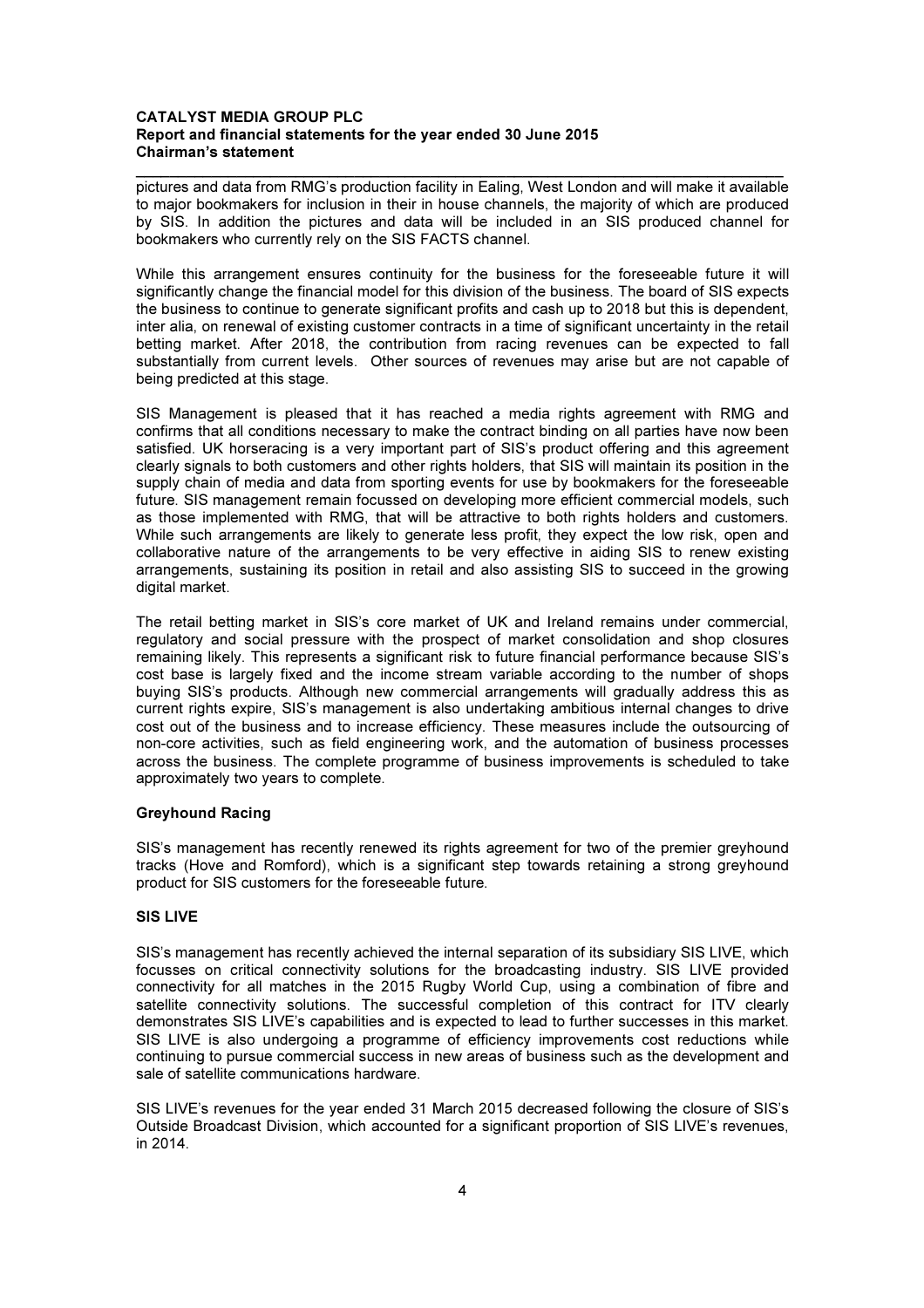pictures and data from RMG's production facility in Ealing, West London and will make it available to major bookmakers for inclusion in their in house channels, the majority of which are produced by SIS. In addition the pictures and data will be included in an SIS produced channel for bookmakers who currently rely on the SIS FACTS channel.

While this arrangement ensures continuity for the business for the foreseeable future it will significantly change the financial model for this division of the business. The board of SIS expects the business to continue to generate significant profits and cash up to 2018 but this is dependent, inter alia, on renewal of existing customer contracts in a time of significant uncertainty in the retail betting market. After 2018, the contribution from racing revenues can be expected to fall substantially from current levels. Other sources of revenues may arise but are not capable of being predicted at this stage.

SIS Management is pleased that it has reached a media rights agreement with RMG and confirms that all conditions necessary to make the contract binding on all parties have now been satisfied. UK horseracing is a very important part of SIS's product offering and this agreement clearly signals to both customers and other rights holders, that SIS will maintain its position in the supply chain of media and data from sporting events for use by bookmakers for the foreseeable future. SIS management remain focussed on developing more efficient commercial models, such as those implemented with RMG, that will be attractive to both rights holders and customers. While such arrangements are likely to generate less profit, they expect the low risk, open and collaborative nature of the arrangements to be very effective in aiding SIS to renew existing arrangements, sustaining its position in retail and also assisting SIS to succeed in the growing digital market.

The retail betting market in SIS's core market of UK and Ireland remains under commercial, regulatory and social pressure with the prospect of market consolidation and shop closures remaining likely. This represents a significant risk to future financial performance because SIS's cost base is largely fixed and the income stream variable according to the number of shops buying SIS's products. Although new commercial arrangements will gradually address this as current rights expire, SIS's management is also undertaking ambitious internal changes to drive cost out of the business and to increase efficiency. These measures include the outsourcing of non-core activities, such as field engineering work, and the automation of business processes across the business. The complete programme of business improvements is scheduled to take approximately two years to complete.

**Greyhound Racing**

SIS's management has recently renewed its rights agreement for two of the premier greyhound tracks (Hove and Romford), which is a significant step towards retaining a strong greyhound product for SIS customers for the foreseeable future.

**SIS LIVE**

SIS's management has recently achieved the internal separation of its subsidiary SIS LIVE, which focusses on critical connectivity solutions for the broadcasting industry. SIS LIVE provided connectivity for all matches in the 2015 Rugby World Cup, using a combination of fibre and satellite connectivity solutions. The successful completion of this contract for ITV clearly demonstrates SIS LIVE's capabilities and is expected to lead to further successes in this market. SIS LIVE is also undergoing a programme of efficiency improvements cost reductions while continuing to pursue commercial success in new areas of business such as the development and sale of satellite communications hardware.

SIS LIVE's revenues for the year ended 31 March 2015 decreased following the closure of SIS's Outside Broadcast Division, which accounted for a significant proportion of SIS LIVE's revenues, in 2014.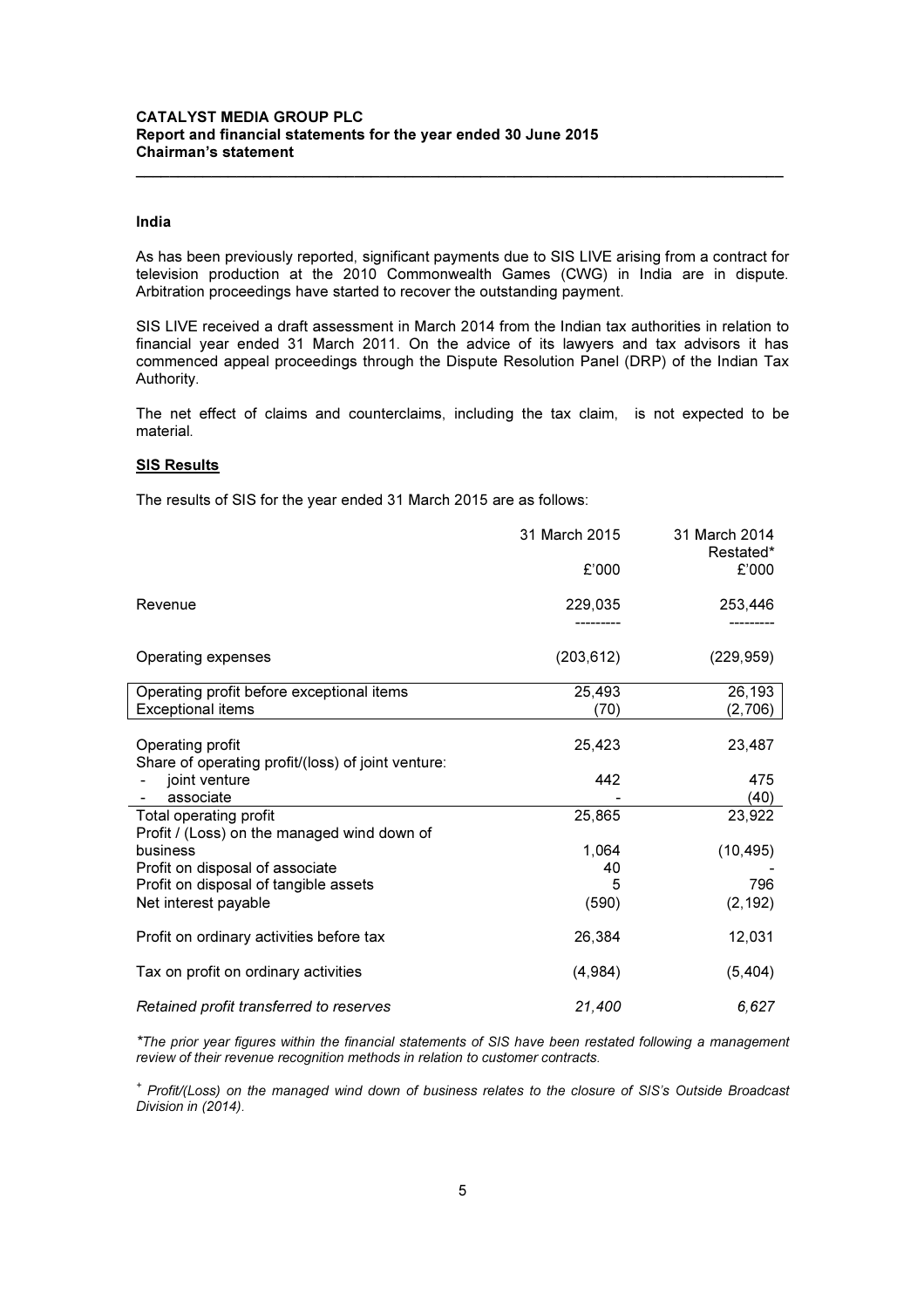### India

As has been previously reported, significant payments due to SIS LIVE arising from a contract for television production at the 2010 Commonwealth Games (CWG) in India are in dispute. Arbitration proceedings have started to recover the outstanding payment.

SIS LIVE received a draft assessment in March 2014 from the Indian tax authorities in relation to financial year ended 31 March 2011. On the advice of its lawyers and tax advisors it has commenced appeal proceedings through the Dispute Resolution Panel (DRP) of the Indian Tax Authority.

The net effect of claims and counterclaims, including the tax claim, is not expected to be material.

### SIS Results

The results of SIS for the year ended 31 March 2015 are as follows:

| | 31 March 2015 | 31 March 2014 Restated* |
|---|---|---|
| | £'000 | £'000 |
| Revenue | 229,035 | 253,446 |
| Operating expenses | (203,612) | (229,959) |
| Operating profit before exceptional items | 25,493 | 26,193 |
| Exceptional items | (70) | (2,706) |
| Operating profit | 25,423 | 23,487 |
| Share of operating profit/(loss) of joint venture: | | |
| - joint venture | 442 | 475 |
| - associate | - | (40) |
| Total operating profit | 25,865 | 23,922 |
| Profit / (Loss) on the managed wind down of business | 1,064 | (10,495) |
| Profit on disposal of associate | 40 | - |
| Profit on disposal of tangible assets | 5 | 796 |
| Net interest payable | (590) | (2,192) |
| Profit on ordinary activities before tax | 26,384 | 12,031 |
| Tax on profit on ordinary activities | (4,984) | (5,404) |
| *Retained profit transferred to reserves* | *21,400* | *6,627* |

*\*The prior year figures within the financial statements of SIS have been restated following a management review of their revenue recognition methods in relation to customer contracts.*

[+] *Profit/(Loss) on the managed wind down of business relates to the closure of SIS's Outside Broadcast Division in (2014).*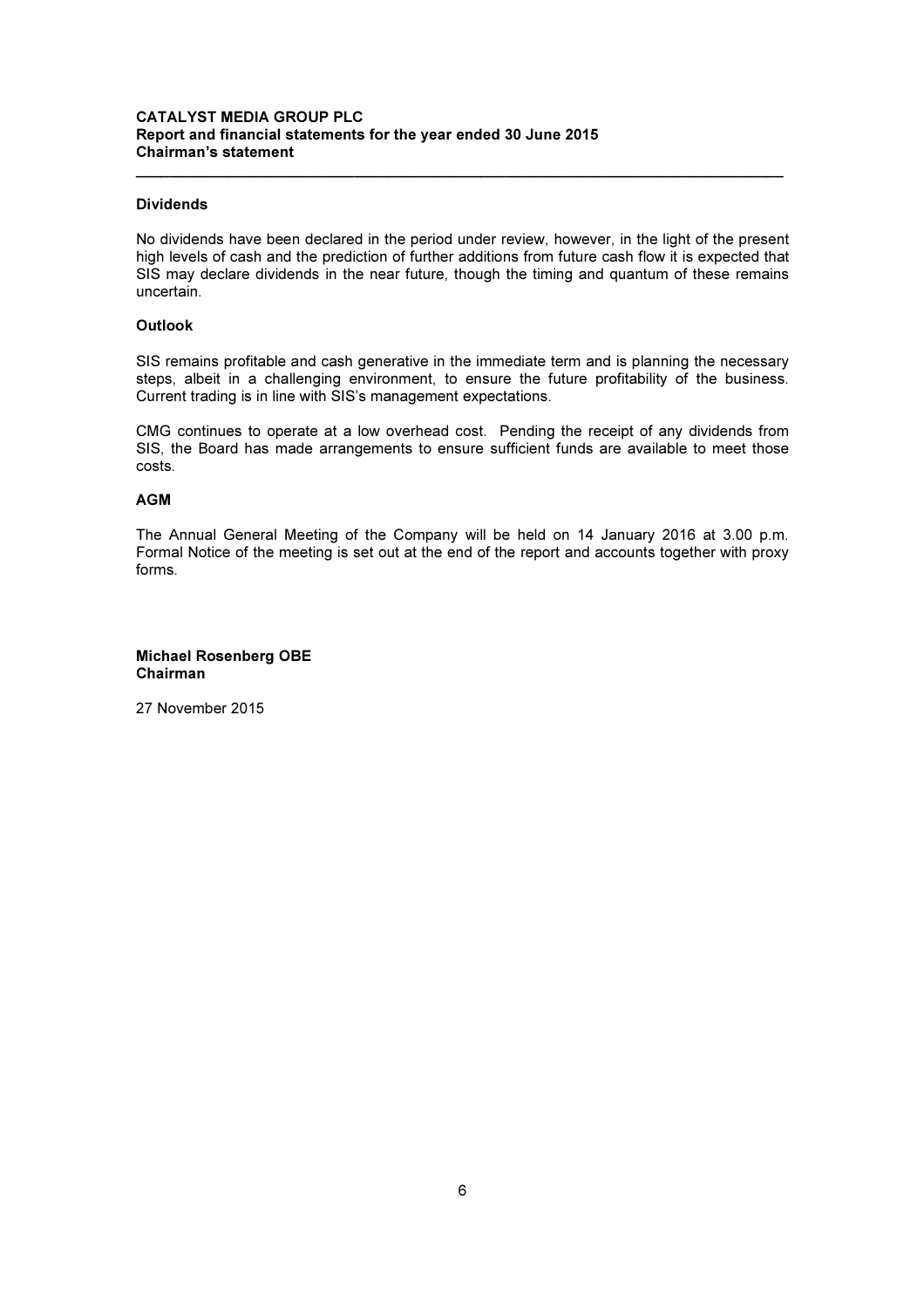### Dividends

No dividends have been declared in the period under review, however, in the light of the present high levels of cash and the prediction of further additions from future cash flow it is expected that SIS may declare dividends in the near future, though the timing and quantum of these remains uncertain.

### Outlook

SIS remains profitable and cash generative in the immediate term and is planning the necessary steps, albeit in a challenging environment, to ensure the future profitability of the business. Current trading is in line with SIS's management expectations.

CMG continues to operate at a low overhead cost. Pending the receipt of any dividends from SIS, the Board has made arrangements to ensure sufficient funds are available to meet those costs.

### AGM

The Annual General Meeting of the Company will be held on 14 January 2016 at 3.00 p.m. Formal Notice of the meeting is set out at the end of the report and accounts together with proxy forms.

**Michael Rosenberg OBE**
**Chairman**

27 November 2015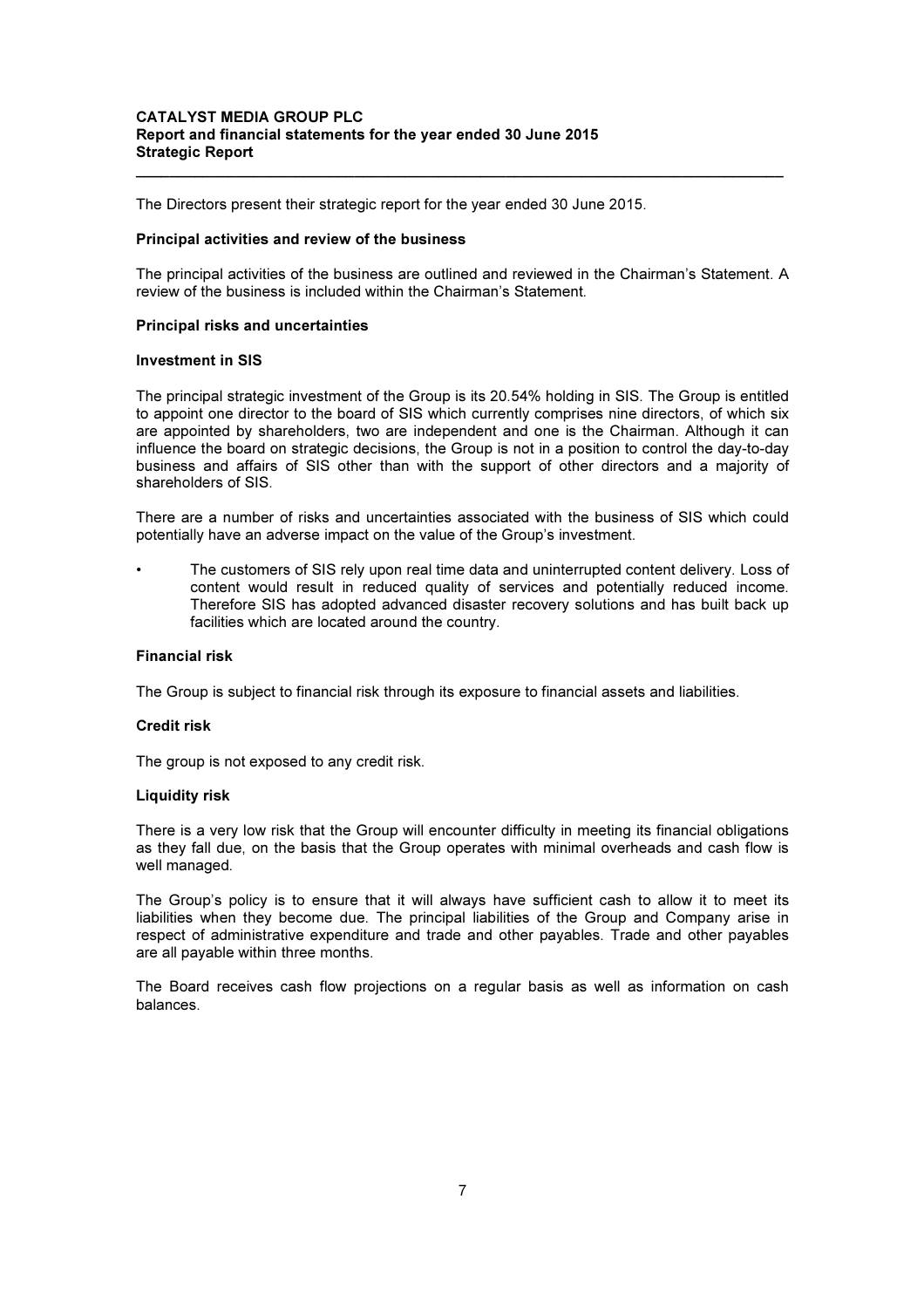The Directors present their strategic report for the year ended 30 June 2015.

### Principal activities and review of the business

The principal activities of the business are outlined and reviewed in the Chairman's Statement. A review of the business is included within the Chairman's Statement.

### Principal risks and uncertainties

### Investment in SIS

The principal strategic investment of the Group is its 20.54% holding in SIS. The Group is entitled to appoint one director to the board of SIS which currently comprises nine directors, of which six are appointed by shareholders, two are independent and one is the Chairman. Although it can influence the board on strategic decisions, the Group is not in a position to control the day-to-day business and affairs of SIS other than with the support of other directors and a majority of shareholders of SIS.

There are a number of risks and uncertainties associated with the business of SIS which could potentially have an adverse impact on the value of the Group's investment.

- The customers of SIS rely upon real time data and uninterrupted content delivery. Loss of content would result in reduced quality of services and potentially reduced income. Therefore SIS has adopted advanced disaster recovery solutions and has built back up facilities which are located around the country.

### Financial risk

The Group is subject to financial risk through its exposure to financial assets and liabilities.

### Credit risk

The group is not exposed to any credit risk.

### Liquidity risk

There is a very low risk that the Group will encounter difficulty in meeting its financial obligations as they fall due, on the basis that the Group operates with minimal overheads and cash flow is well managed.

The Group's policy is to ensure that it will always have sufficient cash to allow it to meet its liabilities when they become due. The principal liabilities of the Group and Company arise in respect of administrative expenditure and trade and other payables. Trade and other payables are all payable within three months.

The Board receives cash flow projections on a regular basis as well as information on cash balances.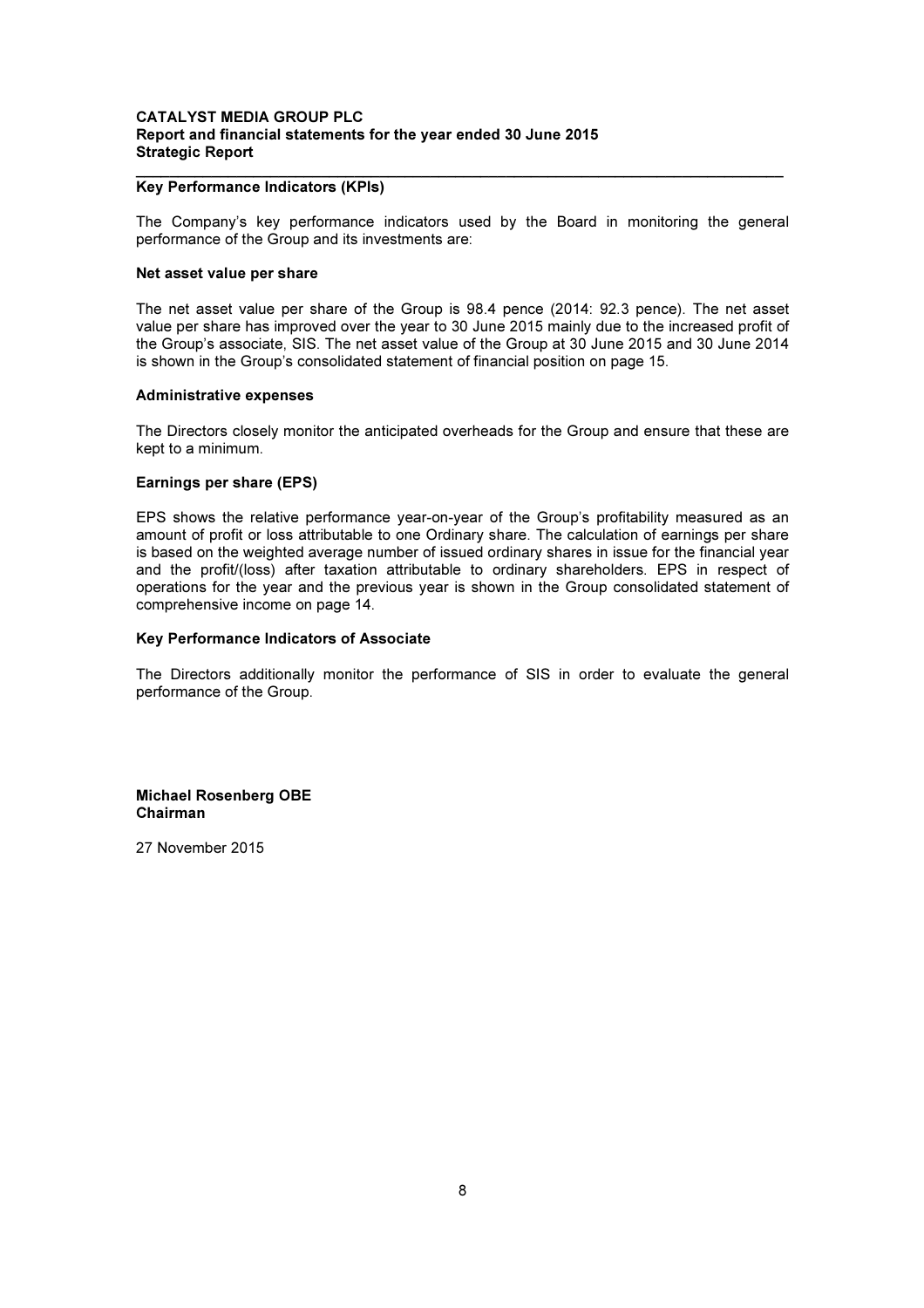## Key Performance Indicators (KPIs)

The Company's key performance indicators used by the Board in monitoring the general performance of the Group and its investments are:

### Net asset value per share

The net asset value per share of the Group is 98.4 pence (2014: 92.3 pence). The net asset value per share has improved over the year to 30 June 2015 mainly due to the increased profit of the Group's associate, SIS. The net asset value of the Group at 30 June 2015 and 30 June 2014 is shown in the Group's consolidated statement of financial position on page 15.

### Administrative expenses

The Directors closely monitor the anticipated overheads for the Group and ensure that these are kept to a minimum.

### Earnings per share (EPS)

EPS shows the relative performance year-on-year of the Group's profitability measured as an amount of profit or loss attributable to one Ordinary share. The calculation of earnings per share is based on the weighted average number of issued ordinary shares in issue for the financial year and the profit/(loss) after taxation attributable to ordinary shareholders. EPS in respect of operations for the year and the previous year is shown in the Group consolidated statement of comprehensive income on page 14.

### Key Performance Indicators of Associate

The Directors additionally monitor the performance of SIS in order to evaluate the general performance of the Group.

**Michael Rosenberg OBE**
**Chairman**

27 November 2015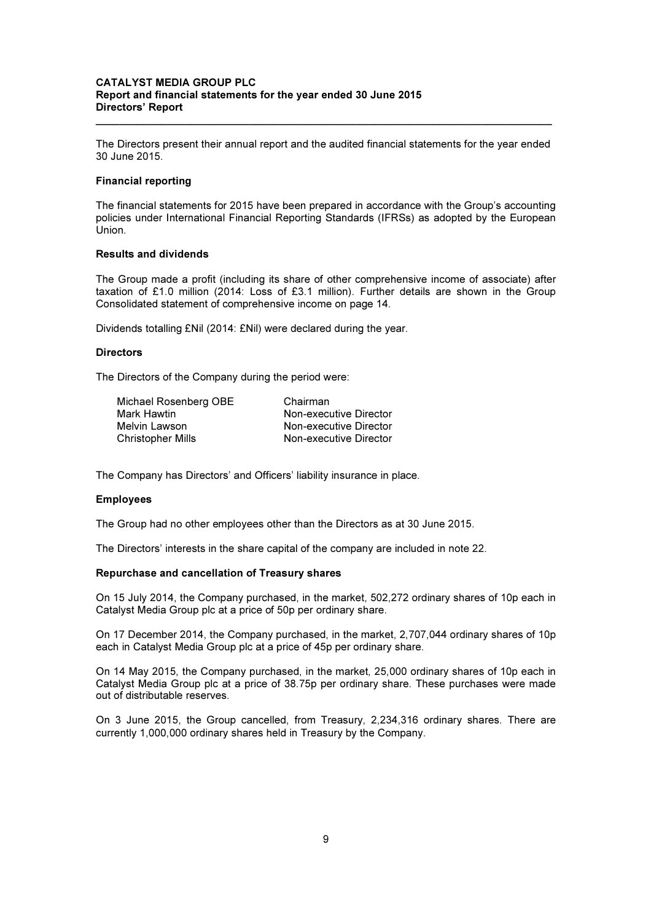The Directors present their annual report and the audited financial statements for the year ended 30 June 2015.

**Financial reporting**

The financial statements for 2015 have been prepared in accordance with the Group's accounting policies under International Financial Reporting Standards (IFRSs) as adopted by the European Union.

**Results and dividends**

The Group made a profit (including its share of other comprehensive income of associate) after taxation of £1.0 million (2014: Loss of £3.1 million). Further details are shown in the Group Consolidated statement of comprehensive income on page 14.

Dividends totalling £Nil (2014: £Nil) were declared during the year.

**Directors**

The Directors of the Company during the period were:

| | |
|---|---|
| Michael Rosenberg OBE | Chairman |
| Mark Hawtin | Non-executive Director |
| Melvin Lawson | Non-executive Director |
| Christopher Mills | Non-executive Director |

The Company has Directors' and Officers' liability insurance in place.

**Employees**

The Group had no other employees other than the Directors as at 30 June 2015.

The Directors' interests in the share capital of the company are included in note 22.

**Repurchase and cancellation of Treasury shares**

On 15 July 2014, the Company purchased, in the market, 502,272 ordinary shares of 10p each in Catalyst Media Group plc at a price of 50p per ordinary share.

On 17 December 2014, the Company purchased, in the market, 2,707,044 ordinary shares of 10p each in Catalyst Media Group plc at a price of 45p per ordinary share.

On 14 May 2015, the Company purchased, in the market, 25,000 ordinary shares of 10p each in Catalyst Media Group plc at a price of 38.75p per ordinary share. These purchases were made out of distributable reserves.

On 3 June 2015, the Group cancelled, from Treasury, 2,234,316 ordinary shares. There are currently 1,000,000 ordinary shares held in Treasury by the Company.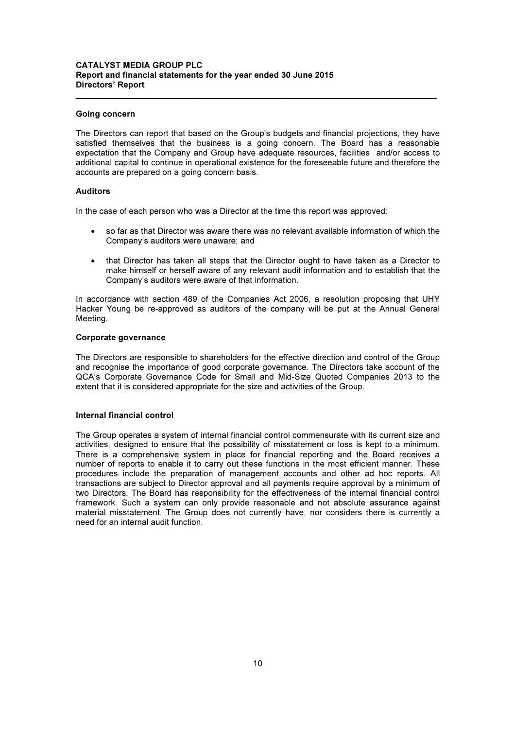## Going concern

The Directors can report that based on the Group's budgets and financial projections, they have satisfied themselves that the business is a going concern. The Board has a reasonable expectation that the Company and Group have adequate resources, facilities and/or access to additional capital to continue in operational existence for the foreseeable future and therefore the accounts are prepared on a going concern basis.

## Auditors

In the case of each person who was a Director at the time this report was approved:

- so far as that Director was aware there was no relevant available information of which the Company's auditors were unaware; and
- that Director has taken all steps that the Director ought to have taken as a Director to make himself or herself aware of any relevant audit information and to establish that the Company's auditors were aware of that information.

In accordance with section 489 of the Companies Act 2006, a resolution proposing that UHY Hacker Young be re-approved as auditors of the company will be put at the Annual General Meeting.

## Corporate governance

The Directors are responsible to shareholders for the effective direction and control of the Group and recognise the importance of good corporate governance. The Directors take account of the QCA's Corporate Governance Code for Small and Mid-Size Quoted Companies 2013 to the extent that it is considered appropriate for the size and activities of the Group.

## Internal financial control

The Group operates a system of internal financial control commensurate with its current size and activities, designed to ensure that the possibility of misstatement or loss is kept to a minimum. There is a comprehensive system in place for financial reporting and the Board receives a number of reports to enable it to carry out these functions in the most efficient manner. These procedures include the preparation of management accounts and other ad hoc reports. All transactions are subject to Director approval and all payments require approval by a minimum of two Directors. The Board has responsibility for the effectiveness of the internal financial control framework. Such a system can only provide reasonable and not absolute assurance against material misstatement. The Group does not currently have, nor considers there is currently a need for an internal audit function.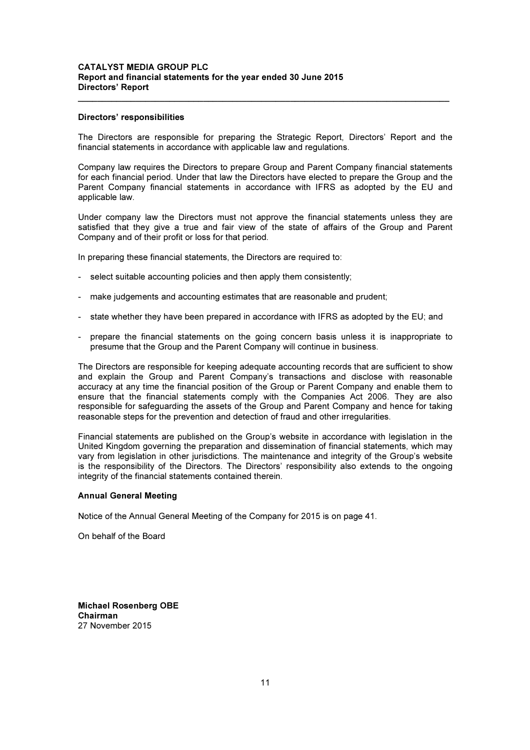### Directors' responsibilities

The Directors are responsible for preparing the Strategic Report, Directors' Report and the financial statements in accordance with applicable law and regulations.

Company law requires the Directors to prepare Group and Parent Company financial statements for each financial period. Under that law the Directors have elected to prepare the Group and the Parent Company financial statements in accordance with IFRS as adopted by the EU and applicable law.

Under company law the Directors must not approve the financial statements unless they are satisfied that they give a true and fair view of the state of affairs of the Group and Parent Company and of their profit or loss for that period.

In preparing these financial statements, the Directors are required to:

- select suitable accounting policies and then apply them consistently;
- make judgements and accounting estimates that are reasonable and prudent;
- state whether they have been prepared in accordance with IFRS as adopted by the EU; and
- prepare the financial statements on the going concern basis unless it is inappropriate to presume that the Group and the Parent Company will continue in business.

The Directors are responsible for keeping adequate accounting records that are sufficient to show and explain the Group and Parent Company's transactions and disclose with reasonable accuracy at any time the financial position of the Group or Parent Company and enable them to ensure that the financial statements comply with the Companies Act 2006. They are also responsible for safeguarding the assets of the Group and Parent Company and hence for taking reasonable steps for the prevention and detection of fraud and other irregularities.

Financial statements are published on the Group's website in accordance with legislation in the United Kingdom governing the preparation and dissemination of financial statements, which may vary from legislation in other jurisdictions. The maintenance and integrity of the Group's website is the responsibility of the Directors. The Directors' responsibility also extends to the ongoing integrity of the financial statements contained therein.

### Annual General Meeting

Notice of the Annual General Meeting of the Company for 2015 is on page 41.

On behalf of the Board

**Michael Rosenberg OBE**
**Chairman**
27 November 2015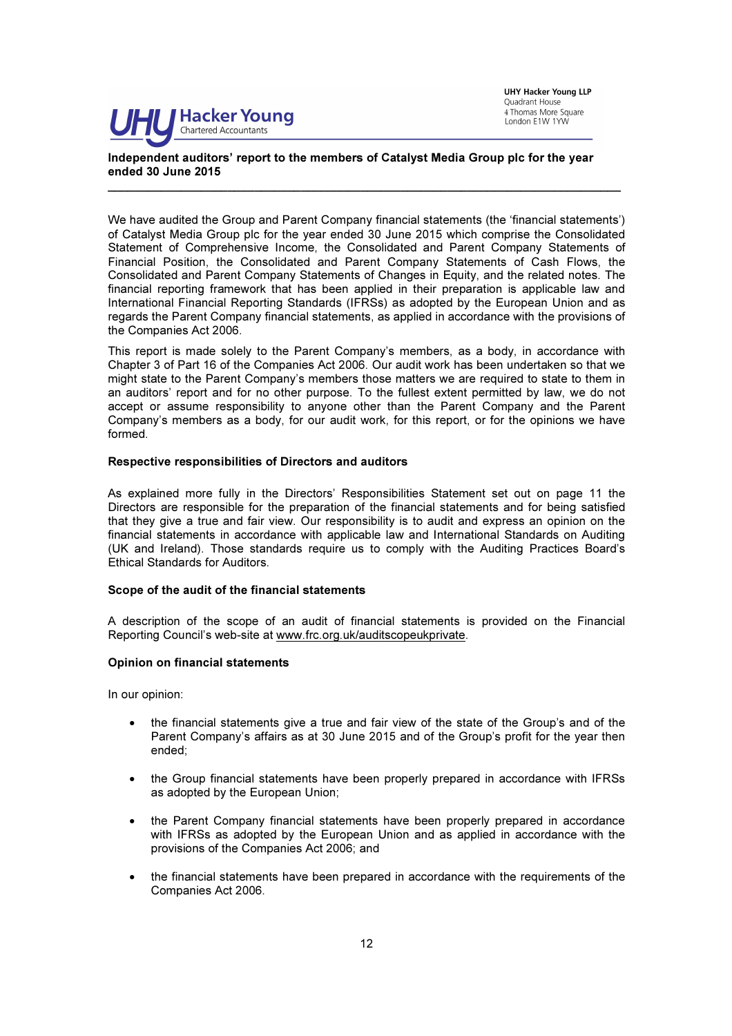UHY Hacker Young LLP
Quadrant House
4 Thomas More Square
London E1W 1YW

UHY Hacker Young
Chartered Accountants

**Independent auditors' report to the members of Catalyst Media Group plc for the year ended 30 June 2015**

---

We have audited the Group and Parent Company financial statements (the 'financial statements') of Catalyst Media Group plc for the year ended 30 June 2015 which comprise the Consolidated Statement of Comprehensive Income, the Consolidated and Parent Company Statements of Financial Position, the Consolidated and Parent Company Statements of Cash Flows, the Consolidated and Parent Company Statements of Changes in Equity, and the related notes. The financial reporting framework that has been applied in their preparation is applicable law and International Financial Reporting Standards (IFRSs) as adopted by the European Union and as regards the Parent Company financial statements, as applied in accordance with the provisions of the Companies Act 2006.

This report is made solely to the Parent Company's members, as a body, in accordance with Chapter 3 of Part 16 of the Companies Act 2006. Our audit work has been undertaken so that we might state to the Parent Company's members those matters we are required to state to them in an auditors' report and for no other purpose. To the fullest extent permitted by law, we do not accept or assume responsibility to anyone other than the Parent Company and the Parent Company's members as a body, for our audit work, for this report, or for the opinions we have formed.

**Respective responsibilities of Directors and auditors**

As explained more fully in the Directors' Responsibilities Statement set out on page 11 the Directors are responsible for the preparation of the financial statements and for being satisfied that they give a true and fair view. Our responsibility is to audit and express an opinion on the financial statements in accordance with applicable law and International Standards on Auditing (UK and Ireland). Those standards require us to comply with the Auditing Practices Board's Ethical Standards for Auditors.

**Scope of the audit of the financial statements**

A description of the scope of an audit of financial statements is provided on the Financial Reporting Council's web-site at www.frc.org.uk/auditscopeukprivate.

**Opinion on financial statements**

In our opinion:

- the financial statements give a true and fair view of the state of the Group's and of the Parent Company's affairs as at 30 June 2015 and of the Group's profit for the year then ended;
- the Group financial statements have been properly prepared in accordance with IFRSs as adopted by the European Union;
- the Parent Company financial statements have been properly prepared in accordance with IFRSs as adopted by the European Union and as applied in accordance with the provisions of the Companies Act 2006; and
- the financial statements have been prepared in accordance with the requirements of the Companies Act 2006.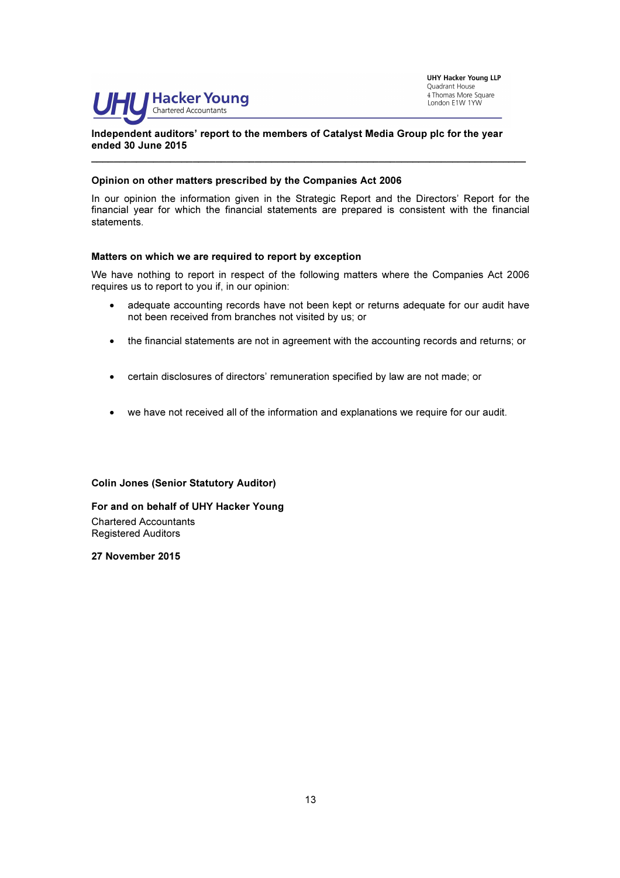UHY Hacker Young LLP
Quadrant House
4 Thomas More Square
London E1W 1YW

**Independent auditors' report to the members of Catalyst Media Group plc for the year ended 30 June 2015**

---

**Opinion on other matters prescribed by the Companies Act 2006**

In our opinion the information given in the Strategic Report and the Directors' Report for the financial year for which the financial statements are prepared is consistent with the financial statements.

**Matters on which we are required to report by exception**

We have nothing to report in respect of the following matters where the Companies Act 2006 requires us to report to you if, in our opinion:

- adequate accounting records have not been kept or returns adequate for our audit have not been received from branches not visited by us; or
- the financial statements are not in agreement with the accounting records and returns; or
- certain disclosures of directors' remuneration specified by law are not made; or
- we have not received all of the information and explanations we require for our audit.

**Colin Jones (Senior Statutory Auditor)**

**For and on behalf of UHY Hacker Young**

Chartered Accountants
Registered Auditors

**27 November 2015**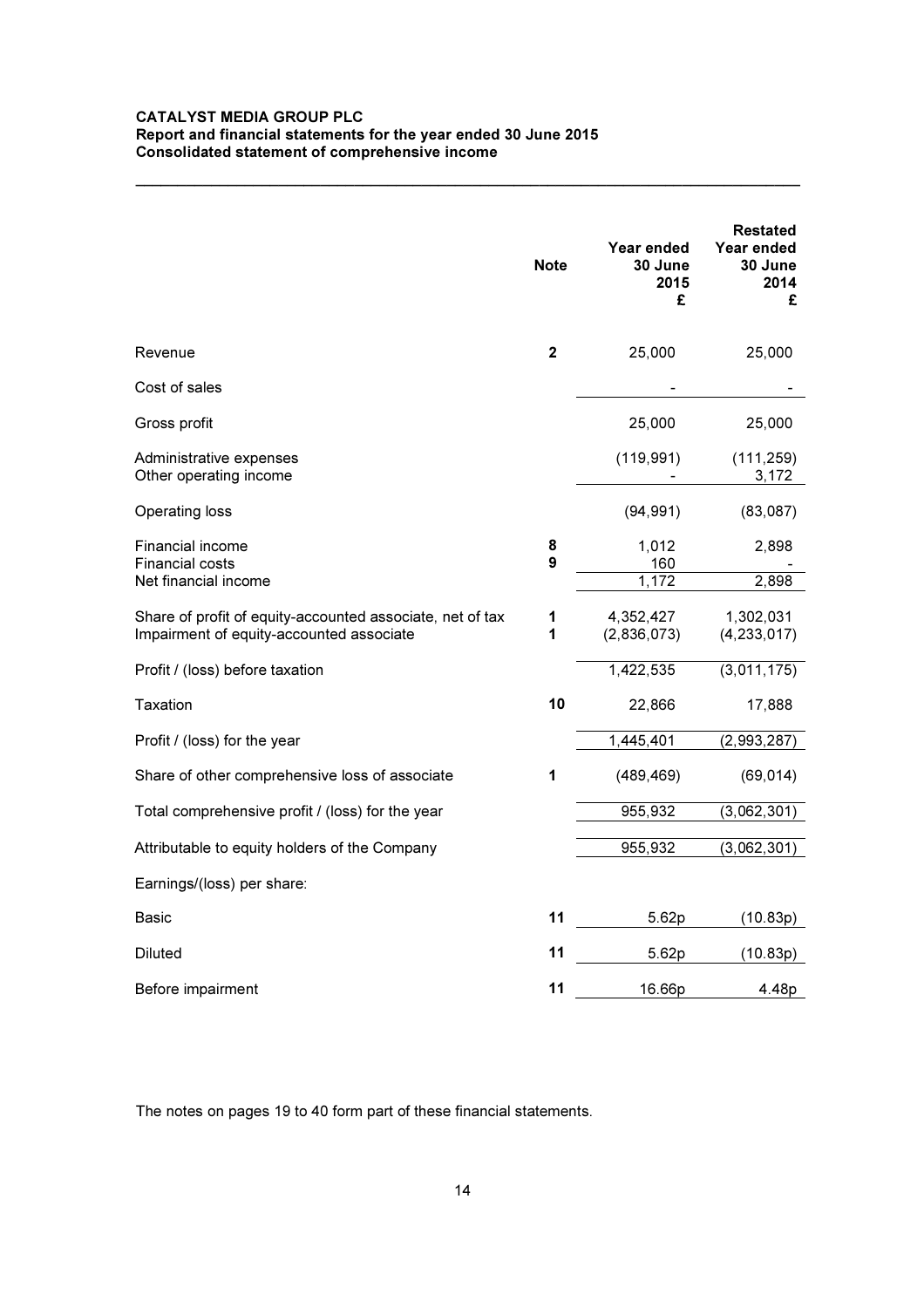**CATALYST MEDIA GROUP PLC**
**Report and financial statements for the year ended 30 June 2015**
**Consolidated statement of comprehensive income**

| | Note | Year ended 30 June 2015 £ | Restated Year ended 30 June 2014 £ |
|---|---|---|---|
| Revenue | 2 | 25,000 | 25,000 |
| Cost of sales | | - | - |
| Gross profit | | 25,000 | 25,000 |
| Administrative expenses | | (119,991) | (111,259) |
| Other operating income | | - | 3,172 |
| Operating loss | | (94,991) | (83,087) |
| Financial income | 8 | 1,012 | 2,898 |
| Financial costs | 9 | 160 | - |
| Net financial income | | 1,172 | 2,898 |
| Share of profit of equity-accounted associate, net of tax | 1 | 4,352,427 | 1,302,031 |
| Impairment of equity-accounted associate | 1 | (2,836,073) | (4,233,017) |
| Profit / (loss) before taxation | | 1,422,535 | (3,011,175) |
| Taxation | 10 | 22,866 | 17,888 |
| Profit / (loss) for the year | | 1,445,401 | (2,993,287) |
| Share of other comprehensive loss of associate | 1 | (489,469) | (69,014) |
| Total comprehensive profit / (loss) for the year | | 955,932 | (3,062,301) |
| Attributable to equity holders of the Company | | 955,932 | (3,062,301) |
| Earnings/(loss) per share: | | | |
| Basic | 11 | 5.62p | (10.83p) |
| Diluted | 11 | 5.62p | (10.83p) |
| Before impairment | 11 | 16.66p | 4.48p |

The notes on pages 19 to 40 form part of these financial statements.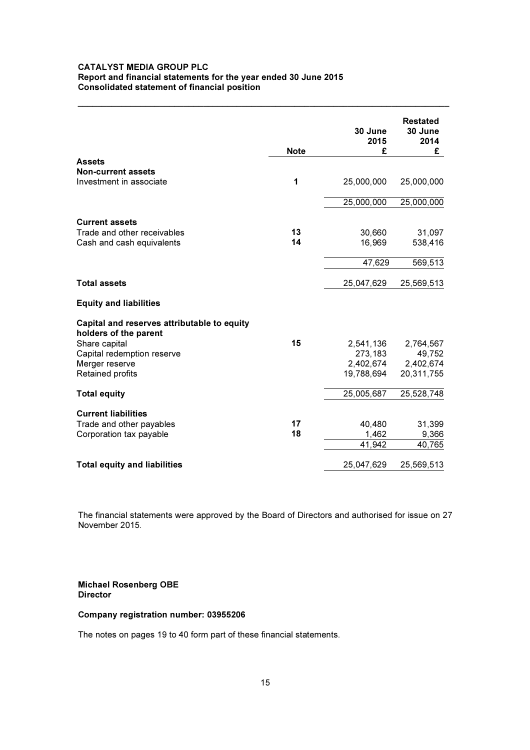**CATALYST MEDIA GROUP PLC**
**Report and financial statements for the year ended 30 June 2015**
**Consolidated statement of financial position**

| | Note | 30 June 2015 £ | Restated 30 June 2014 £ |
|---|---|---|---|
| **Assets** | | | |
| **Non-current assets** | | | |
| Investment in associate | **1** | 25,000,000 | 25,000,000 |
| | | 25,000,000 | 25,000,000 |
| **Current assets** | | | |
| Trade and other receivables | **13** | 30,660 | 31,097 |
| Cash and cash equivalents | **14** | 16,969 | 538,416 |
| | | 47,629 | 569,513 |
| **Total assets** | | 25,047,629 | 25,569,513 |
| **Equity and liabilities** | | | |
| **Capital and reserves attributable to equity holders of the parent** | | | |
| Share capital | **15** | 2,541,136 | 2,764,567 |
| Capital redemption reserve | | 273,183 | 49,752 |
| Merger reserve | | 2,402,674 | 2,402,674 |
| Retained profits | | 19,788,694 | 20,311,755 |
| **Total equity** | | 25,005,687 | 25,528,748 |
| **Current liabilities** | | | |
| Trade and other payables | **17** | 40,480 | 31,399 |
| Corporation tax payable | **18** | 1,462 | 9,366 |
| | | 41,942 | 40,765 |
| **Total equity and liabilities** | | 25,047,629 | 25,569,513 |

The financial statements were approved by the Board of Directors and authorised for issue on 27 November 2015.

**Michael Rosenberg OBE**
**Director**

**Company registration number: 03955206**

The notes on pages 19 to 40 form part of these financial statements.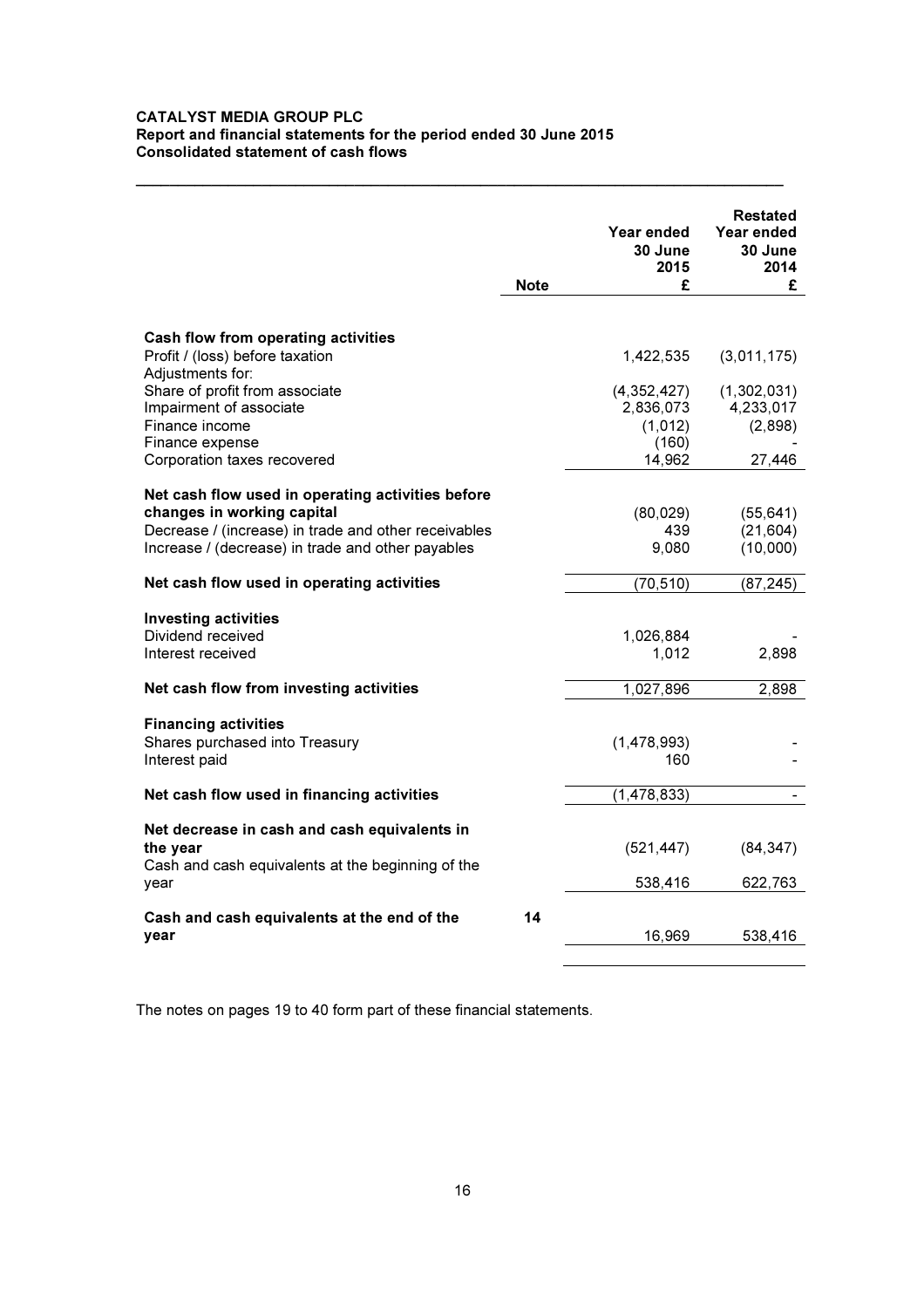**CATALYST MEDIA GROUP PLC**
**Report and financial statements for the period ended 30 June 2015**
**Consolidated statement of cash flows**

| | Note | Year ended 30 June 2015 £ | Restated Year ended 30 June 2014 £ |
|---|---|---|---|
| **Cash flow from operating activities** | | | |
| Profit / (loss) before taxation | | 1,422,535 | (3,011,175) |
| Adjustments for: | | | |
| Share of profit from associate | | (4,352,427) | (1,302,031) |
| Impairment of associate | | 2,836,073 | 4,233,017 |
| Finance income | | (1,012) | (2,898) |
| Finance expense | | (160) | - |
| Corporation taxes recovered | | 14,962 | 27,446 |
| **Net cash flow used in operating activities before changes in working capital** | | (80,029) | (55,641) |
| Decrease / (increase) in trade and other receivables | | 439 | (21,604) |
| Increase / (decrease) in trade and other payables | | 9,080 | (10,000) |
| **Net cash flow used in operating activities** | | (70,510) | (87,245) |
| **Investing activities** | | | |
| Dividend received | | 1,026,884 | - |
| Interest received | | 1,012 | 2,898 |
| **Net cash flow from investing activities** | | 1,027,896 | 2,898 |
| **Financing activities** | | | |
| Shares purchased into Treasury | | (1,478,993) | - |
| Interest paid | | 160 | - |
| **Net cash flow used in financing activities** | | (1,478,833) | - |
| **Net decrease in cash and cash equivalents in the year** | | (521,447) | (84,347) |
| Cash and cash equivalents at the beginning of the year | | 538,416 | 622,763 |
| **Cash and cash equivalents at the end of the year** | 14 | 16,969 | 538,416 |

The notes on pages 19 to 40 form part of these financial statements.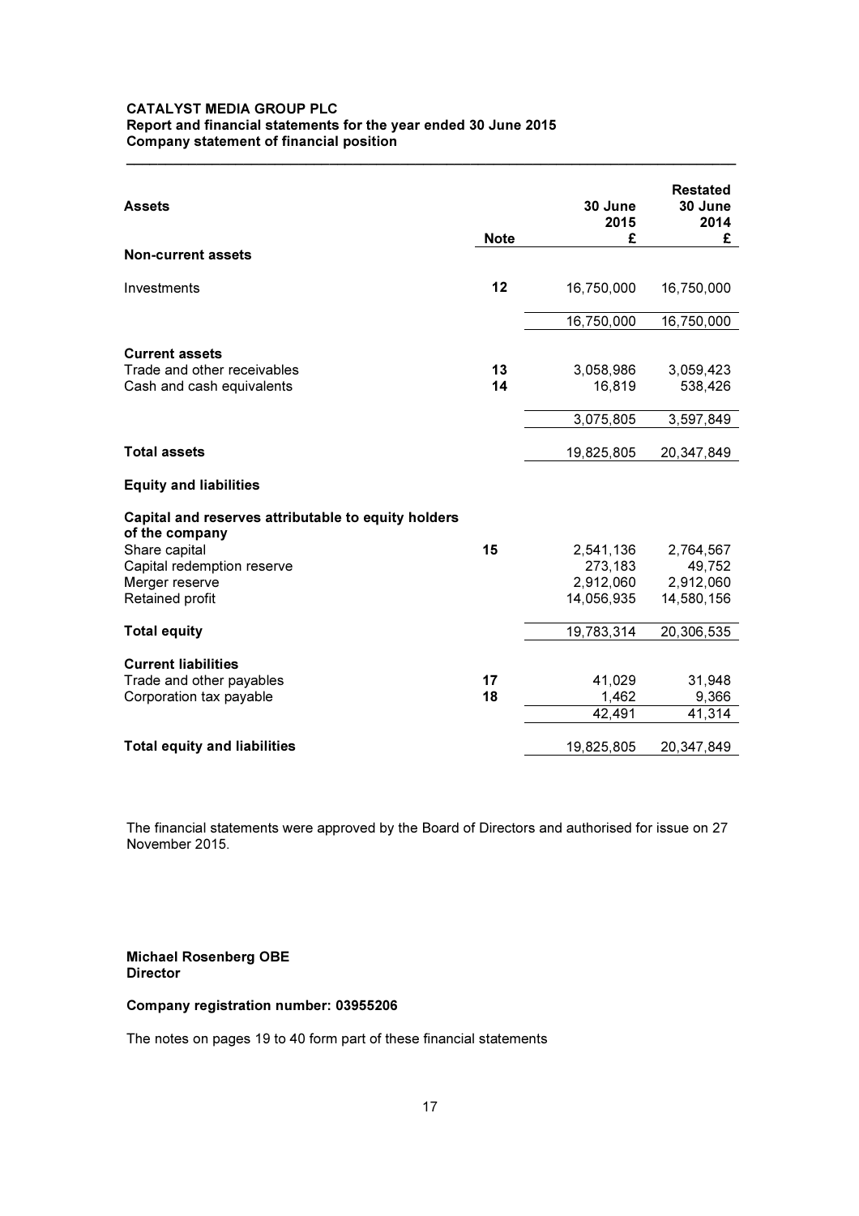**CATALYST MEDIA GROUP PLC**
**Report and financial statements for the year ended 30 June 2015**
**Company statement of financial position**

| **Assets** | **Note** | **30 June 2015 £** | **Restated 30 June 2014 £** |
|---|---|---|---|
| **Non-current assets** | | | |
| Investments | **12** | 16,750,000 | 16,750,000 |
| | | 16,750,000 | 16,750,000 |
| **Current assets** | | | |
| Trade and other receivables | **13** | 3,058,986 | 3,059,423 |
| Cash and cash equivalents | **14** | 16,819 | 538,426 |
| | | 3,075,805 | 3,597,849 |
| **Total assets** | | 19,825,805 | 20,347,849 |
| **Equity and liabilities** | | | |
| **Capital and reserves attributable to equity holders of the company** | | | |
| Share capital | **15** | 2,541,136 | 2,764,567 |
| Capital redemption reserve | | 273,183 | 49,752 |
| Merger reserve | | 2,912,060 | 2,912,060 |
| Retained profit | | 14,056,935 | 14,580,156 |
| **Total equity** | | 19,783,314 | 20,306,535 |
| **Current liabilities** | | | |
| Trade and other payables | **17** | 41,029 | 31,948 |
| Corporation tax payable | **18** | 1,462 | 9,366 |
| | | 42,491 | 41,314 |
| **Total equity and liabilities** | | 19,825,805 | 20,347,849 |

The financial statements were approved by the Board of Directors and authorised for issue on 27 November 2015.

**Michael Rosenberg OBE**
**Director**

**Company registration number: 03955206**

The notes on pages 19 to 40 form part of these financial statements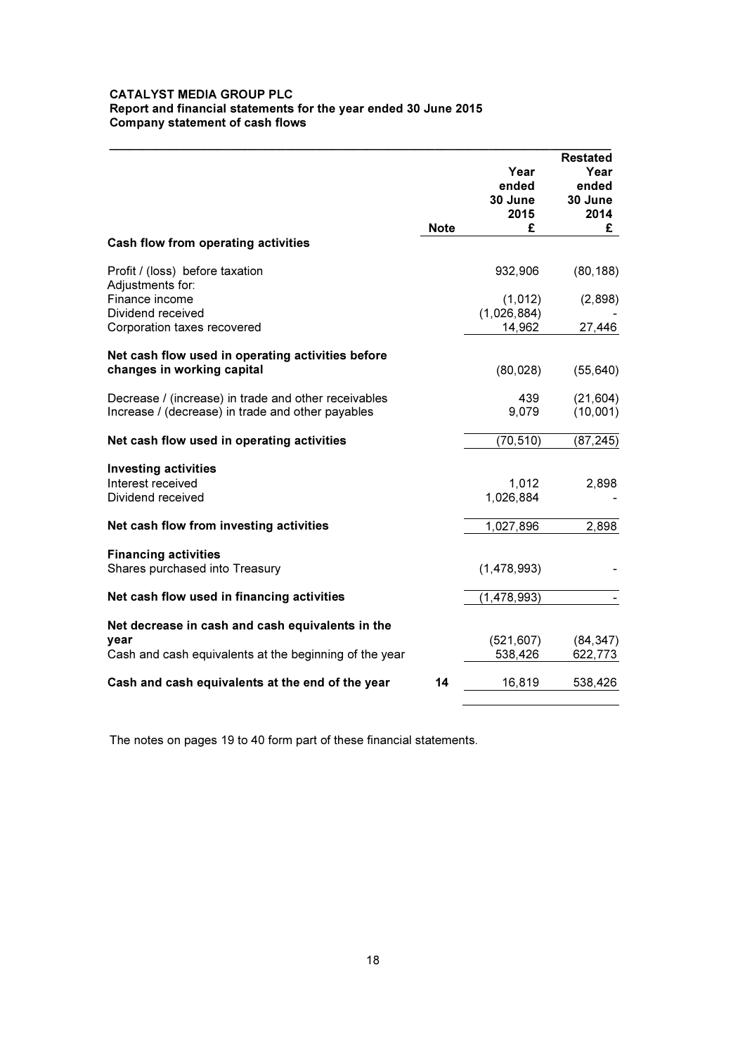**CATALYST MEDIA GROUP PLC**
**Report and financial statements for the year ended 30 June 2015**
**Company statement of cash flows**

| | Note | Year ended 30 June 2015 £ | Restated Year ended 30 June 2014 £ |
|---|---|---|---|
| **Cash flow from operating activities** | | | |
| Profit / (loss) before taxation | | 932,906 | (80,188) |
| Adjustments for: | | | |
| Finance income | | (1,012) | (2,898) |
| Dividend received | | (1,026,884) | - |
| Corporation taxes recovered | | 14,962 | 27,446 |
| **Net cash flow used in operating activities before changes in working capital** | | (80,028) | (55,640) |
| Decrease / (increase) in trade and other receivables | | 439 | (21,604) |
| Increase / (decrease) in trade and other payables | | 9,079 | (10,001) |
| **Net cash flow used in operating activities** | | (70,510) | (87,245) |
| **Investing activities** | | | |
| Interest received | | 1,012 | 2,898 |
| Dividend received | | 1,026,884 | - |
| **Net cash flow from investing activities** | | 1,027,896 | 2,898 |
| **Financing activities** | | | |
| Shares purchased into Treasury | | (1,478,993) | - |
| **Net cash flow used in financing activities** | | (1,478,993) | - |
| **Net decrease in cash and cash equivalents in the year** | | (521,607) | (84,347) |
| Cash and cash equivalents at the beginning of the year | | 538,426 | 622,773 |
| **Cash and cash equivalents at the end of the year** | **14** | 16,819 | 538,426 |

The notes on pages 19 to 40 form part of these financial statements.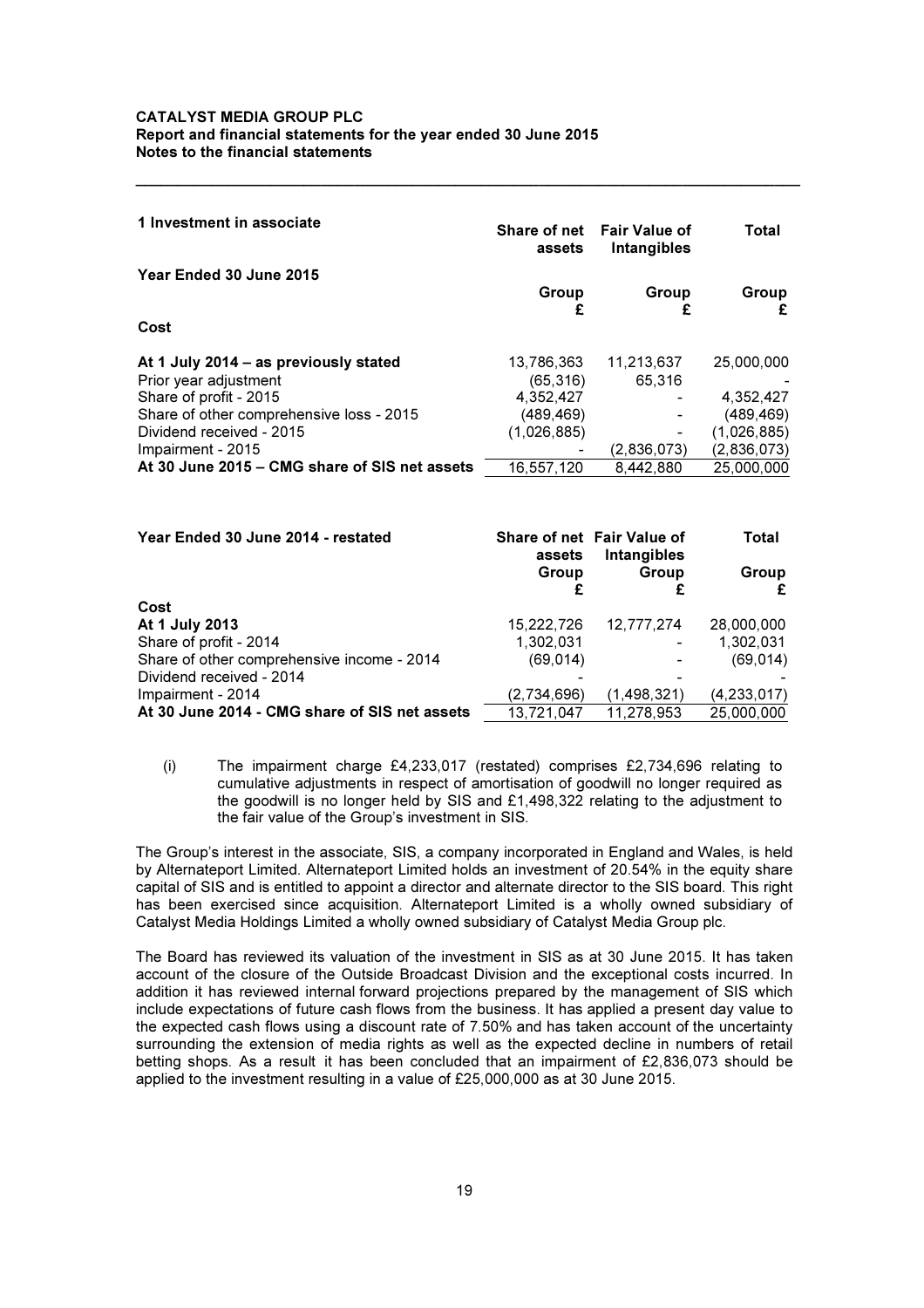**CATALYST MEDIA GROUP PLC**
**Report and financial statements for the year ended 30 June 2015**
**Notes to the financial statements**

## 1 Investment in associate

| **Year Ended 30 June 2015** | **Share of net assets** | **Fair Value of Intangibles** | **Total** |
|---|---|---|---|
| | **Group £** | **Group £** | **Group £** |
| **Cost** | | | |
| **At 1 July 2014 – as previously stated** | 13,786,363 | 11,213,637 | 25,000,000 |
| Prior year adjustment | (65,316) | 65,316 | - |
| Share of profit - 2015 | 4,352,427 | - | 4,352,427 |
| Share of other comprehensive loss - 2015 | (489,469) | - | (489,469) |
| Dividend received - 2015 | (1,026,885) | - | (1,026,885) |
| Impairment - 2015 | - | (2,836,073) | (2,836,073) |
| **At 30 June 2015 – CMG share of SIS net assets** | 16,557,120 | 8,442,880 | 25,000,000 |

| **Year Ended 30 June 2014 - restated** | **Share of net assets** | **Fair Value of Intangibles** | **Total** |
|---|---|---|---|
| | **Group £** | **Group £** | **Group £** |
| **Cost** | | | |
| **At 1 July 2013** | 15,222,726 | 12,777,274 | 28,000,000 |
| Share of profit - 2014 | 1,302,031 | - | 1,302,031 |
| Share of other comprehensive income - 2014 | (69,014) | - | (69,014) |
| Dividend received - 2014 | - | - | - |
| Impairment - 2014 | (2,734,696) | (1,498,321) | (4,233,017) |
| **At 30 June 2014 - CMG share of SIS net assets** | 13,721,047 | 11,278,953 | 25,000,000 |

(i) The impairment charge £4,233,017 (restated) comprises £2,734,696 relating to cumulative adjustments in respect of amortisation of goodwill no longer required as the goodwill is no longer held by SIS and £1,498,322 relating to the adjustment to the fair value of the Group's investment in SIS.

The Group's interest in the associate, SIS, a company incorporated in England and Wales, is held by Alternateport Limited. Alternateport Limited holds an investment of 20.54% in the equity share capital of SIS and is entitled to appoint a director and alternate director to the SIS board. This right has been exercised since acquisition. Alternateport Limited is a wholly owned subsidiary of Catalyst Media Holdings Limited a wholly owned subsidiary of Catalyst Media Group plc.

The Board has reviewed its valuation of the investment in SIS as at 30 June 2015. It has taken account of the closure of the Outside Broadcast Division and the exceptional costs incurred. In addition it has reviewed internal forward projections prepared by the management of SIS which include expectations of future cash flows from the business. It has applied a present day value to the expected cash flows using a discount rate of 7.50% and has taken account of the uncertainty surrounding the extension of media rights as well as the expected decline in numbers of retail betting shops. As a result it has been concluded that an impairment of £2,836,073 should be applied to the investment resulting in a value of £25,000,000 as at 30 June 2015.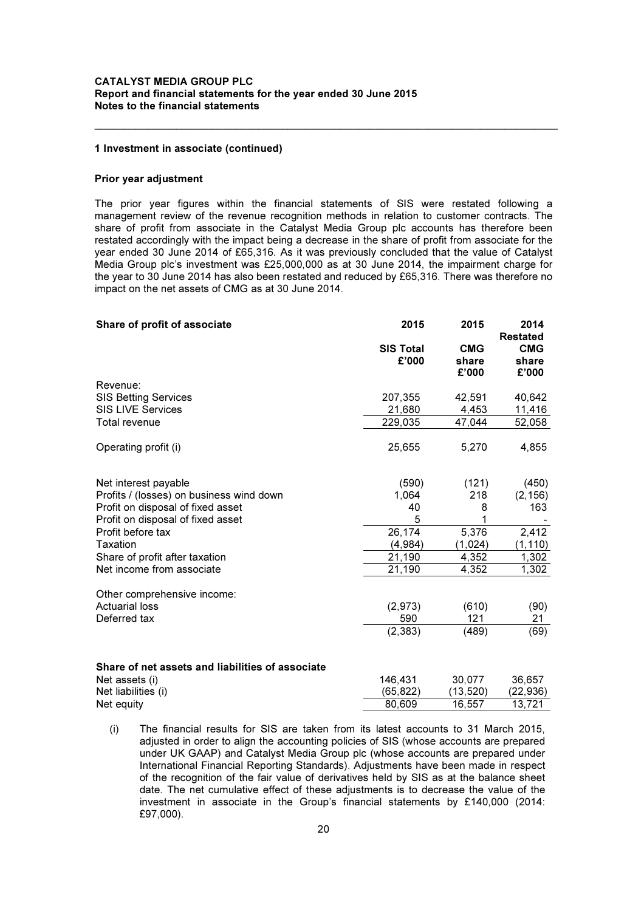## 1 Investment in associate (continued)

### Prior year adjustment

The prior year figures within the financial statements of SIS were restated following a management review of the revenue recognition methods in relation to customer contracts. The share of profit from associate in the Catalyst Media Group plc accounts has therefore been restated accordingly with the impact being a decrease in the share of profit from associate for the year ended 30 June 2014 of £65,316. As it was previously concluded that the value of Catalyst Media Group plc's investment was £25,000,000 as at 30 June 2014, the impairment charge for the year to 30 June 2014 has also been restated and reduced by £65,316. There was therefore no impact on the net assets of CMG as at 30 June 2014.

| **Share of profit of associate** | **2015** | **2015** | **2014 Restated** |
|---|---|---|---|
| | **SIS Total £'000** | **CMG share £'000** | **CMG share £'000** |
| Revenue: | | | |
| SIS Betting Services | 207,355 | 42,591 | 40,642 |
| SIS LIVE Services | 21,680 | 4,453 | 11,416 |
| Total revenue | 229,035 | 47,044 | 52,058 |
| Operating profit (i) | 25,655 | 5,270 | 4,855 |
| Net interest payable | (590) | (121) | (450) |
| Profits / (losses) on business wind down | 1,064 | 218 | (2,156) |
| Profit on disposal of fixed asset | 40 | 8 | 163 |
| Profit on disposal of fixed asset | 5 | 1 | - |
| Profit before tax | 26,174 | 5,376 | 2,412 |
| Taxation | (4,984) | (1,024) | (1,110) |
| Share of profit after taxation | 21,190 | 4,352 | 1,302 |
| Net income from associate | 21,190 | 4,352 | 1,302 |
| Other comprehensive income: | | | |
| Actuarial loss | (2,973) | (610) | (90) |
| Deferred tax | 590 | 121 | 21 |
| | (2,383) | (489) | (69) |
| **Share of net assets and liabilities of associate** | | | |
| Net assets (i) | 146,431 | 30,077 | 36,657 |
| Net liabilities (i) | (65,822) | (13,520) | (22,936) |
| Net equity | 80,609 | 16,557 | 13,721 |

(i) The financial results for SIS are taken from its latest accounts to 31 March 2015, adjusted in order to align the accounting policies of SIS (whose accounts are prepared under UK GAAP) and Catalyst Media Group plc (whose accounts are prepared under International Financial Reporting Standards). Adjustments have been made in respect of the recognition of the fair value of derivatives held by SIS as at the balance sheet date. The net cumulative effect of these adjustments is to decrease the value of the investment in associate in the Group's financial statements by £140,000 (2014: £97,000).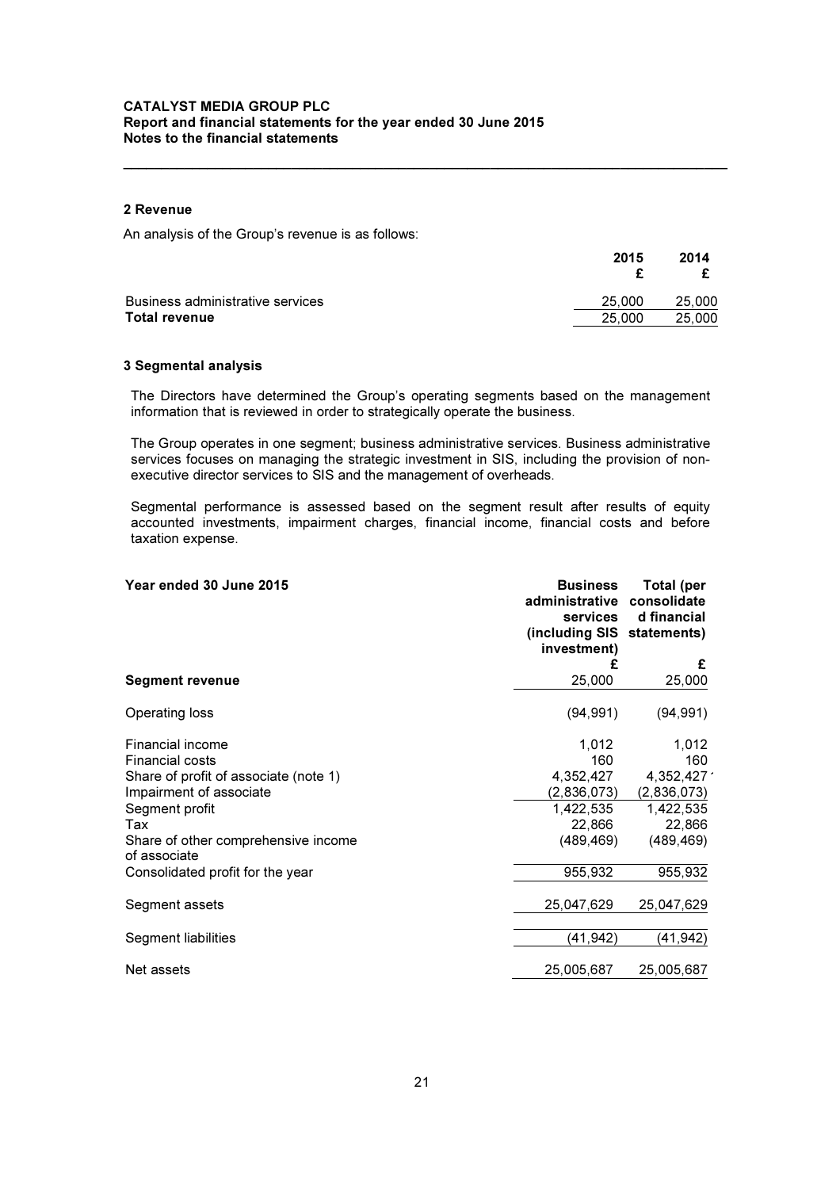## 2 Revenue

An analysis of the Group's revenue is as follows:

| | 2015 £ | 2014 £ |
|---|---|---|
| Business administrative services | 25,000 | 25,000 |
| **Total revenue** | 25,000 | 25,000 |

## 3 Segmental analysis

The Directors have determined the Group's operating segments based on the management information that is reviewed in order to strategically operate the business.

The Group operates in one segment; business administrative services. Business administrative services focuses on managing the strategic investment in SIS, including the provision of non-executive director services to SIS and the management of overheads.

Segmental performance is assessed based on the segment result after results of equity accounted investments, impairment charges, financial income, financial costs and before taxation expense.

| **Year ended 30 June 2015** | **Business administrative services (including SIS investment)** £ | **Total (per consolidated financial statements)** £ |
|---|---|---|
| **Segment revenue** | 25,000 | 25,000 |
| Operating loss | (94,991) | (94,991) |
| Financial income | 1,012 | 1,012 |
| Financial costs | 160 | 160 |
| Share of profit of associate (note 1) | 4,352,427 | 4,352,427 |
| Impairment of associate | (2,836,073) | (2,836,073) |
| Segment profit | 1,422,535 | 1,422,535 |
| Tax | 22,866 | 22,866 |
| Share of other comprehensive income of associate | (489,469) | (489,469) |
| Consolidated profit for the year | 955,932 | 955,932 |
| Segment assets | 25,047,629 | 25,047,629 |
| Segment liabilities | (41,942) | (41,942) |
| Net assets | 25,005,687 | 25,005,687 |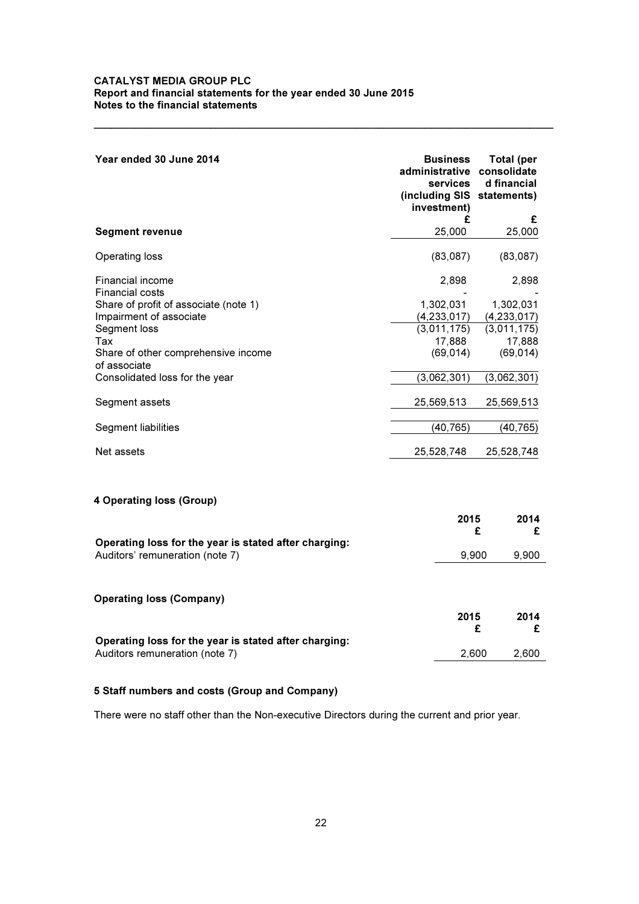| Year ended 30 June 2014 | Business administrative services (including SIS investment) | Total (per consolidated financial statements) |
|---|---|---|
| | £ | £ |
| **Segment revenue** | 25,000 | 25,000 |
| Operating loss | (83,087) | (83,087) |
| Financial income | 2,898 | 2,898 |
| Financial costs | - | - |
| Share of profit of associate (note 1) | 1,302,031 | 1,302,031 |
| Impairment of associate | (4,233,017) | (4,233,017) |
| Segment loss | (3,011,175) | (3,011,175) |
| Tax | 17,888 | 17,888 |
| Share of other comprehensive income of associate | (69,014) | (69,014) |
| Consolidated loss for the year | (3,062,301) | (3,062,301) |
| Segment assets | 25,569,513 | 25,569,513 |
| Segment liabilities | (40,765) | (40,765) |
| Net assets | 25,528,748 | 25,528,748 |

### 4 Operating loss (Group)

| | 2015 | 2014 |
|---|---|---|
| | £ | £ |
| **Operating loss for the year is stated after charging:** | | |
| Auditors' remuneration (note 7) | 9,900 | 9,900 |

### Operating loss (Company)

| | 2015 | 2014 |
|---|---|---|
| | £ | £ |
| **Operating loss for the year is stated after charging:** | | |
| Auditors remuneration (note 7) | 2,600 | 2,600 |

### 5 Staff numbers and costs (Group and Company)

There were no staff other than the Non-executive Directors during the current and prior year.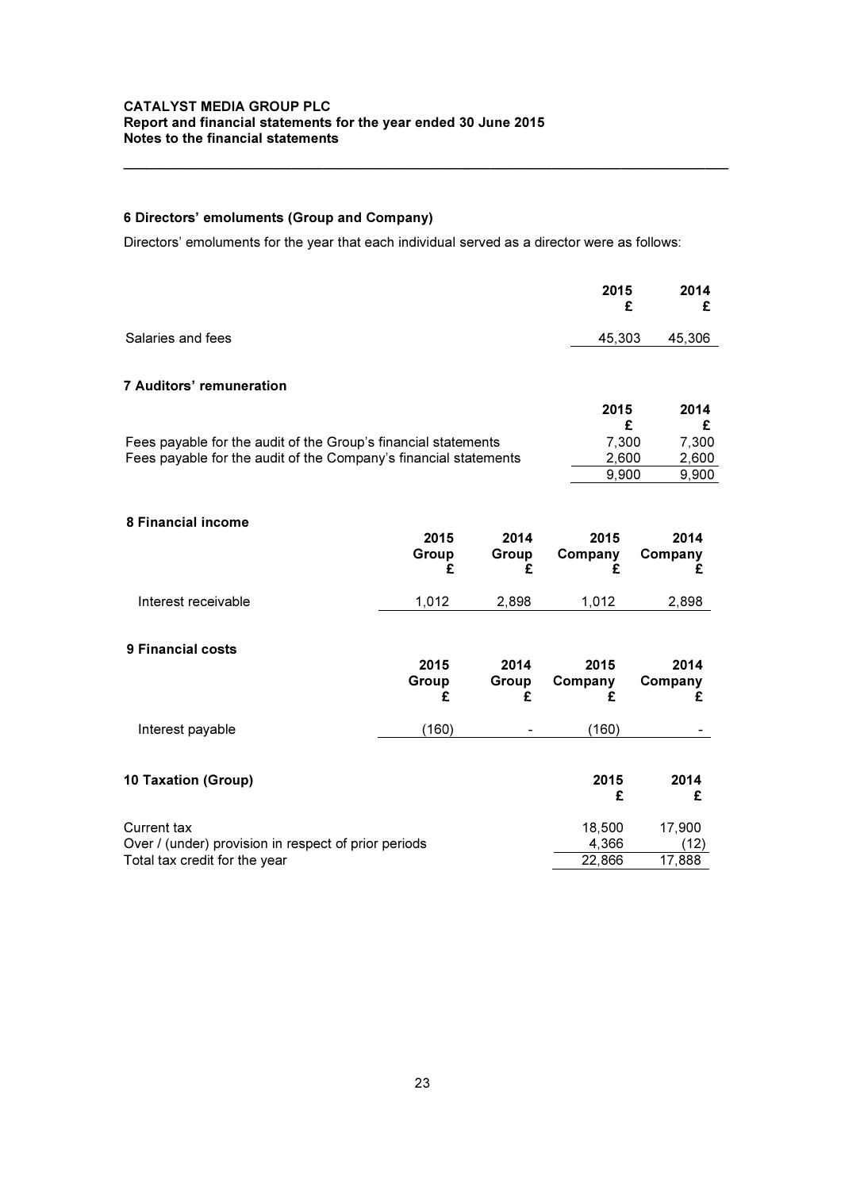## 6 Directors' emoluments (Group and Company)

Directors' emoluments for the year that each individual served as a director were as follows:

| | 2015 £ | 2014 £ |
|---|---|---|
| Salaries and fees | 45,303 | 45,306 |

## 7 Auditors' remuneration

| | 2015 £ | 2014 £ |
|---|---|---|
| Fees payable for the audit of the Group's financial statements | 7,300 | 7,300 |
| Fees payable for the audit of the Company's financial statements | 2,600 | 2,600 |
| | 9,900 | 9,900 |

## 8 Financial income

| | 2015 Group £ | 2014 Group £ | 2015 Company £ | 2014 Company £ |
|---|---|---|---|---|
| Interest receivable | 1,012 | 2,898 | 1,012 | 2,898 |

## 9 Financial costs

| | 2015 Group £ | 2014 Group £ | 2015 Company £ | 2014 Company £ |
|---|---|---|---|---|
| Interest payable | (160) | - | (160) | - |

## 10 Taxation (Group)

| | 2015 £ | 2014 £ |
|---|---|---|
| Current tax | 18,500 | 17,900 |
| Over / (under) provision in respect of prior periods | 4,366 | (12) |
| Total tax credit for the year | 22,866 | 17,888 |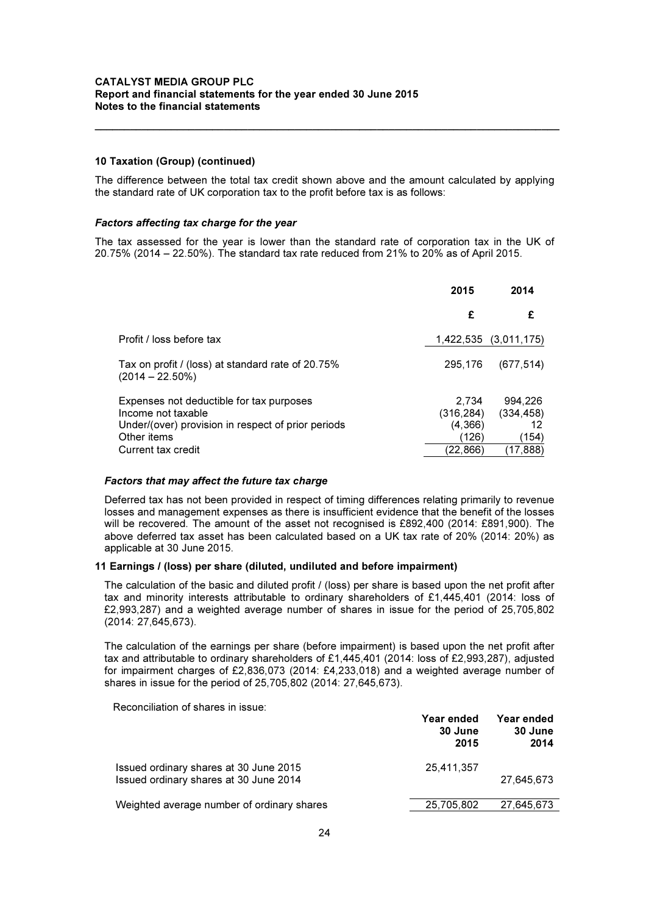## 10 Taxation (Group) (continued)

The difference between the total tax credit shown above and the amount calculated by applying the standard rate of UK corporation tax to the profit before tax is as follows:

### *Factors affecting tax charge for the year*

The tax assessed for the year is lower than the standard rate of corporation tax in the UK of 20.75% (2014 – 22.50%). The standard tax rate reduced from 21% to 20% as of April 2015.

| | 2015 | 2014 |
|---|---|---|
| | £ | £ |
| Profit / loss before tax | 1,422,535 | (3,011,175) |
| Tax on profit / (loss) at standard rate of 20.75% (2014 – 22.50%) | 295,176 | (677,514) |
| Expenses not deductible for tax purposes | 2,734 | 994,226 |
| Income not taxable | (316,284) | (334,458) |
| Under/(over) provision in respect of prior periods | (4,366) | 12 |
| Other items | (126) | (154) |
| Current tax credit | (22,866) | (17,888) |

### *Factors that may affect the future tax charge*

Deferred tax has not been provided in respect of timing differences relating primarily to revenue losses and management expenses as there is insufficient evidence that the benefit of the losses will be recovered. The amount of the asset not recognised is £892,400 (2014: £891,900). The above deferred tax asset has been calculated based on a UK tax rate of 20% (2014: 20%) as applicable at 30 June 2015.

## 11 Earnings / (loss) per share (diluted, undiluted and before impairment)

The calculation of the basic and diluted profit / (loss) per share is based upon the net profit after tax and minority interests attributable to ordinary shareholders of £1,445,401 (2014: loss of £2,993,287) and a weighted average number of shares in issue for the period of 25,705,802 (2014: 27,645,673).

The calculation of the earnings per share (before impairment) is based upon the net profit after tax and attributable to ordinary shareholders of £1,445,401 (2014: loss of £2,993,287), adjusted for impairment charges of £2,836,073 (2014: £4,233,018) and a weighted average number of shares in issue for the period of 25,705,802 (2014: 27,645,673).

Reconciliation of shares in issue:

| | Year ended 30 June 2015 | Year ended 30 June 2014 |
|---|---|---|
| Issued ordinary shares at 30 June 2015 | 25,411,357 | |
| Issued ordinary shares at 30 June 2014 | | 27,645,673 |
| Weighted average number of ordinary shares | 25,705,802 | 27,645,673 |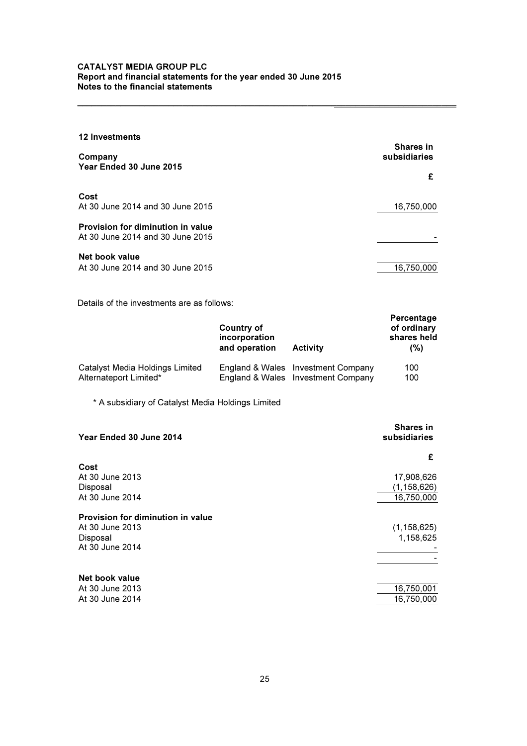## 12 Investments

| Company<br>Year Ended 30 June 2015 | Shares in subsidiaries |
|---|---|
| | £ |
| **Cost** | |
| At 30 June 2014 and 30 June 2015 | 16,750,000 |
| **Provision for diminution in value** | |
| At 30 June 2014 and 30 June 2015 | - |
| **Net book value** | |
| At 30 June 2014 and 30 June 2015 | 16,750,000 |

Details of the investments are as follows:

| | Country of incorporation and operation | Activity | Percentage of ordinary shares held (%) |
|---|---|---|---|
| Catalyst Media Holdings Limited | England & Wales | Investment Company | 100 |
| Alternateport Limited* | England & Wales | Investment Company | 100 |

\* A subsidiary of Catalyst Media Holdings Limited

| Year Ended 30 June 2014 | Shares in subsidiaries |
|---|---|
| | £ |
| **Cost** | |
| At 30 June 2013 | 17,908,626 |
| Disposal | (1,158,626) |
| At 30 June 2014 | 16,750,000 |
| **Provision for diminution in value** | |
| At 30 June 2013 | (1,158,625) |
| Disposal | 1,158,625 |
| At 30 June 2014 | - |
| | - |
| **Net book value** | |
| At 30 June 2013 | 16,750,001 |
| At 30 June 2014 | 16,750,000 |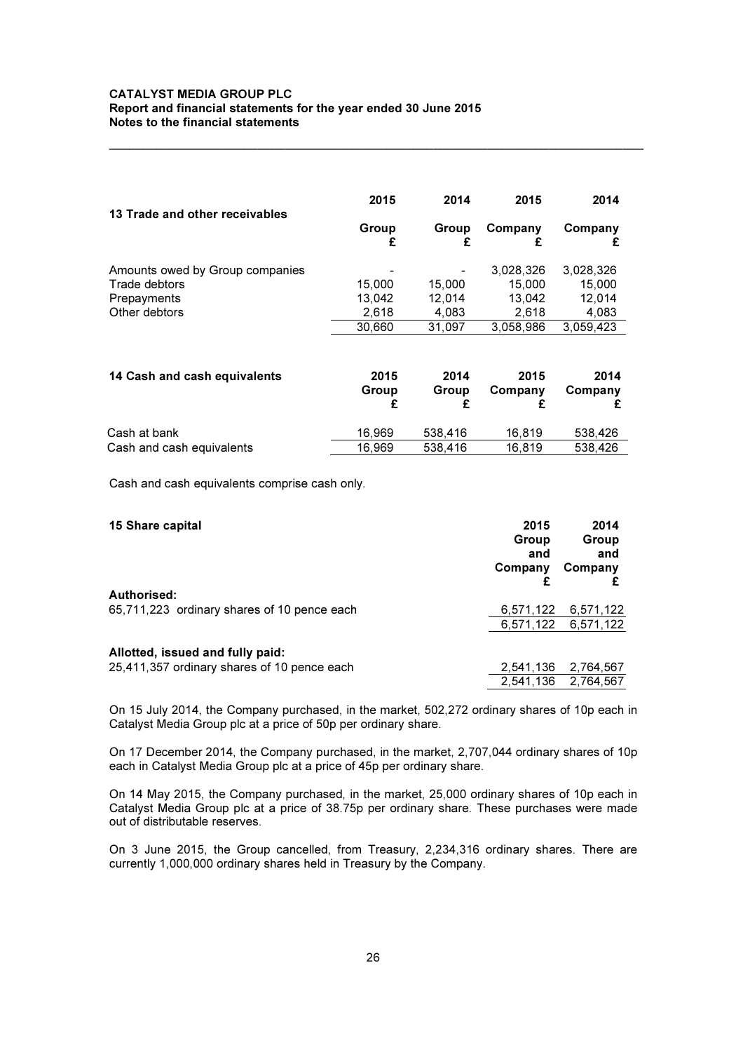### 13 Trade and other receivables

| | 2015 Group £ | 2014 Group £ | 2015 Company £ | 2014 Company £ |
|---|---|---|---|---|
| Amounts owed by Group companies | - | - | 3,028,326 | 3,028,326 |
| Trade debtors | 15,000 | 15,000 | 15,000 | 15,000 |
| Prepayments | 13,042 | 12,014 | 13,042 | 12,014 |
| Other debtors | 2,618 | 4,083 | 2,618 | 4,083 |
| | 30,660 | 31,097 | 3,058,986 | 3,059,423 |

### 14 Cash and cash equivalents

| | 2015 Group £ | 2014 Group £ | 2015 Company £ | 2014 Company £ |
|---|---|---|---|---|
| Cash at bank | 16,969 | 538,416 | 16,819 | 538,426 |
| Cash and cash equivalents | 16,969 | 538,416 | 16,819 | 538,426 |

Cash and cash equivalents comprise cash only.

### 15 Share capital

| | 2015 Group and Company £ | 2014 Group and Company £ |
|---|---|---|
| **Authorised:** | | |
| 65,711,223 ordinary shares of 10 pence each | 6,571,122 | 6,571,122 |
| | 6,571,122 | 6,571,122 |
| **Allotted, issued and fully paid:** | | |
| 25,411,357 ordinary shares of 10 pence each | 2,541,136 | 2,764,567 |
| | 2,541,136 | 2,764,567 |

On 15 July 2014, the Company purchased, in the market, 502,272 ordinary shares of 10p each in Catalyst Media Group plc at a price of 50p per ordinary share.

On 17 December 2014, the Company purchased, in the market, 2,707,044 ordinary shares of 10p each in Catalyst Media Group plc at a price of 45p per ordinary share.

On 14 May 2015, the Company purchased, in the market, 25,000 ordinary shares of 10p each in Catalyst Media Group plc at a price of 38.75p per ordinary share. These purchases were made out of distributable reserves.

On 3 June 2015, the Group cancelled, from Treasury, 2,234,316 ordinary shares. There are currently 1,000,000 ordinary shares held in Treasury by the Company.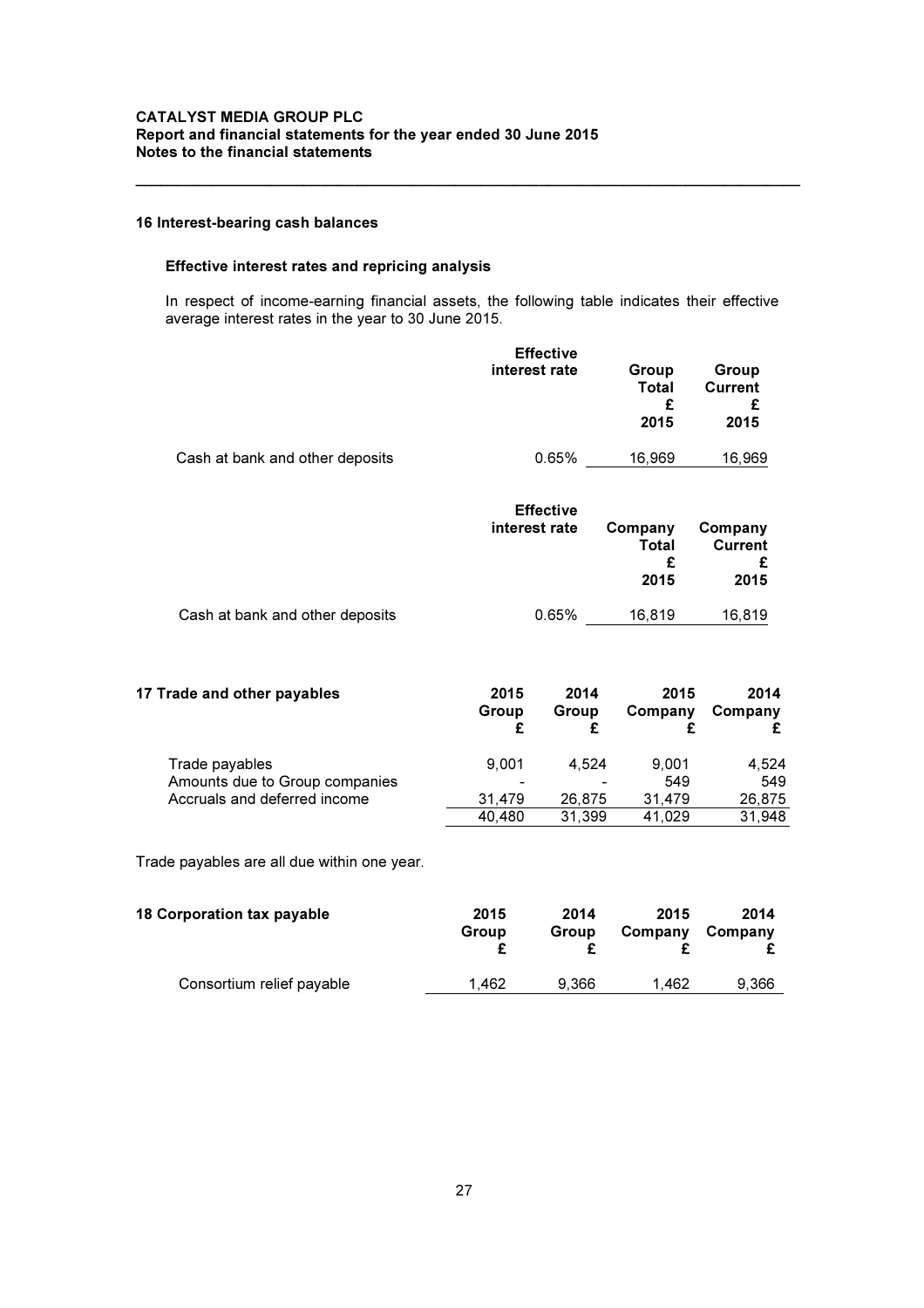## 16 Interest-bearing cash balances

### Effective interest rates and repricing analysis

In respect of income-earning financial assets, the following table indicates their effective average interest rates in the year to 30 June 2015.

| | Effective interest rate | Group Total £ 2015 | Group Current £ 2015 |
|---|---|---|---|
| Cash at bank and other deposits | 0.65% | 16,969 | 16,969 |

| | Effective interest rate | Company Total £ 2015 | Company Current £ 2015 |
|---|---|---|---|
| Cash at bank and other deposits | 0.65% | 16,819 | 16,819 |

## 17 Trade and other payables

| | 2015 Group £ | 2014 Group £ | 2015 Company £ | 2014 Company £ |
|---|---|---|---|---|
| Trade payables | 9,001 | 4,524 | 9,001 | 4,524 |
| Amounts due to Group companies | - | - | 549 | 549 |
| Accruals and deferred income | 31,479 | 26,875 | 31,479 | 26,875 |
| | 40,480 | 31,399 | 41,029 | 31,948 |

Trade payables are all due within one year.

## 18 Corporation tax payable

| | 2015 Group £ | 2014 Group £ | 2015 Company £ | 2014 Company £ |
|---|---|---|---|---|
| Consortium relief payable | 1,462 | 9,366 | 1,462 | 9,366 |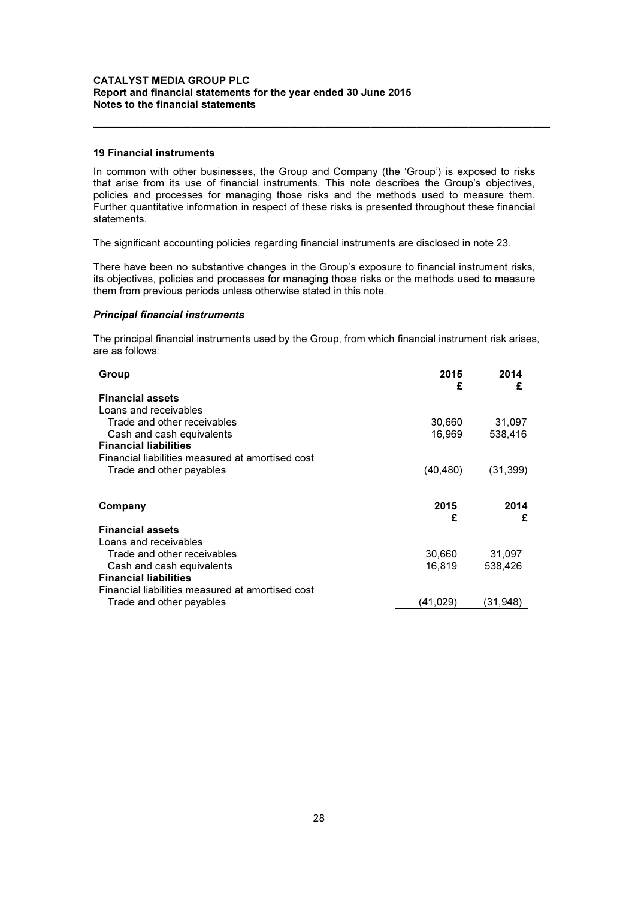### 19 Financial instruments

In common with other businesses, the Group and Company (the 'Group') is exposed to risks that arise from its use of financial instruments. This note describes the Group's objectives, policies and processes for managing those risks and the methods used to measure them. Further quantitative information in respect of these risks is presented throughout these financial statements.

The significant accounting policies regarding financial instruments are disclosed in note 23.

There have been no substantive changes in the Group's exposure to financial instrument risks, its objectives, policies and processes for managing those risks or the methods used to measure them from previous periods unless otherwise stated in this note.

***Principal financial instruments***

The principal financial instruments used by the Group, from which financial instrument risk arises, are as follows:

| Group | 2015<br>£ | 2014<br>£ |
|---|---|---|
| **Financial assets** | | |
| Loans and receivables | | |
| Trade and other receivables | 30,660 | 31,097 |
| Cash and cash equivalents | 16,969 | 538,416 |
| **Financial liabilities** | | |
| Financial liabilities measured at amortised cost | | |
| Trade and other payables | (40,480) | (31,399) |

| Company | 2015<br>£ | 2014<br>£ |
|---|---|---|
| **Financial assets** | | |
| Loans and receivables | | |
| Trade and other receivables | 30,660 | 31,097 |
| Cash and cash equivalents | 16,819 | 538,426 |
| **Financial liabilities** | | |
| Financial liabilities measured at amortised cost | | |
| Trade and other payables | (41,029) | (31,948) |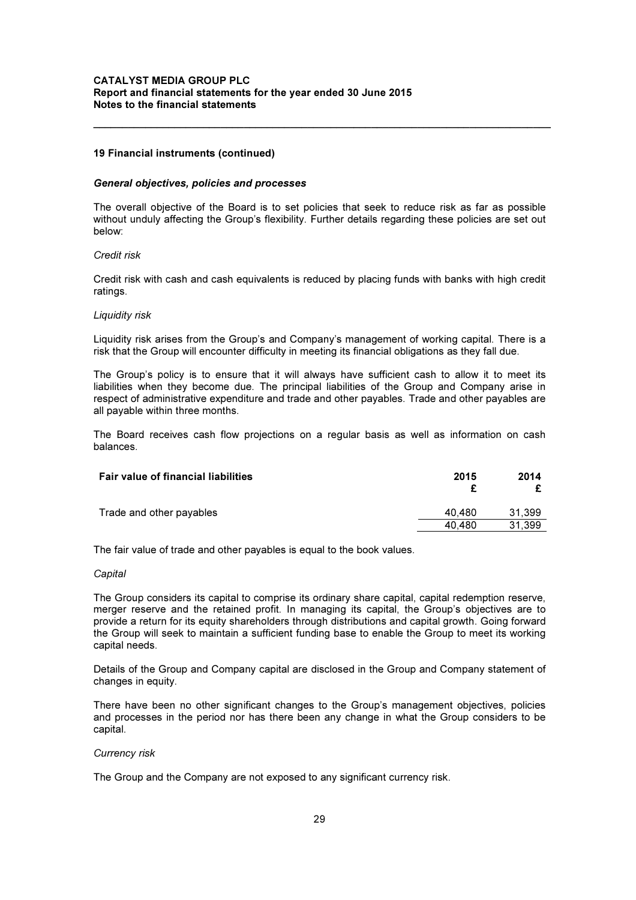## 19 Financial instruments (continued)

### *General objectives, policies and processes*

The overall objective of the Board is to set policies that seek to reduce risk as far as possible without unduly affecting the Group's flexibility. Further details regarding these policies are set out below:

*Credit risk*

Credit risk with cash and cash equivalents is reduced by placing funds with banks with high credit ratings.

*Liquidity risk*

Liquidity risk arises from the Group's and Company's management of working capital. There is a risk that the Group will encounter difficulty in meeting its financial obligations as they fall due.

The Group's policy is to ensure that it will always have sufficient cash to allow it to meet its liabilities when they become due. The principal liabilities of the Group and Company arise in respect of administrative expenditure and trade and other payables. Trade and other payables are all payable within three months.

The Board receives cash flow projections on a regular basis as well as information on cash balances.

| **Fair value of financial liabilities** | **2015 £** | **2014 £** |
|---|---|---|
| Trade and other payables | 40,480 | 31,399 |
| | 40,480 | 31,399 |

The fair value of trade and other payables is equal to the book values.

*Capital*

The Group considers its capital to comprise its ordinary share capital, capital redemption reserve, merger reserve and the retained profit. In managing its capital, the Group's objectives are to provide a return for its equity shareholders through distributions and capital growth. Going forward the Group will seek to maintain a sufficient funding base to enable the Group to meet its working capital needs.

Details of the Group and Company capital are disclosed in the Group and Company statement of changes in equity.

There have been no other significant changes to the Group's management objectives, policies and processes in the period nor has there been any change in what the Group considers to be capital.

*Currency risk*

The Group and the Company are not exposed to any significant currency risk.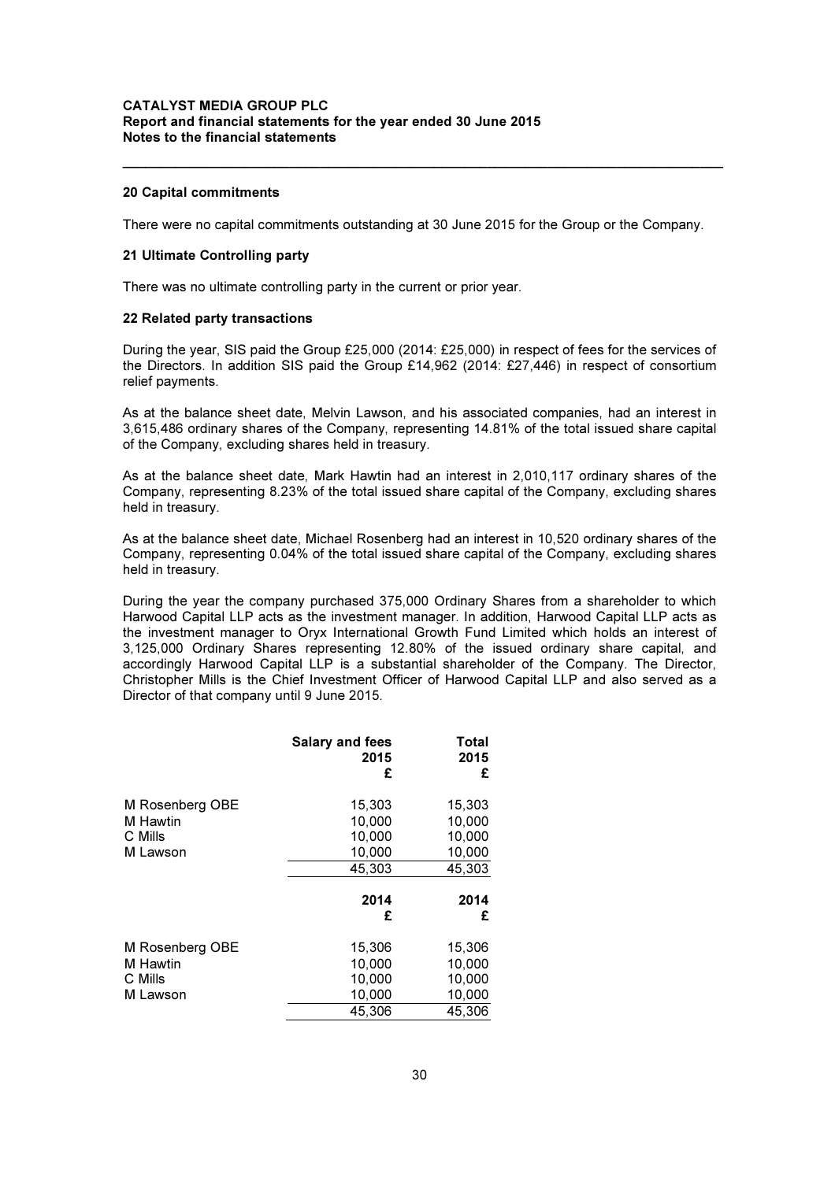## 20 Capital commitments

There were no capital commitments outstanding at 30 June 2015 for the Group or the Company.

## 21 Ultimate Controlling party

There was no ultimate controlling party in the current or prior year.

## 22 Related party transactions

During the year, SIS paid the Group £25,000 (2014: £25,000) in respect of fees for the services of the Directors. In addition SIS paid the Group £14,962 (2014: £27,446) in respect of consortium relief payments.

As at the balance sheet date, Melvin Lawson, and his associated companies, had an interest in 3,615,486 ordinary shares of the Company, representing 14.81% of the total issued share capital of the Company, excluding shares held in treasury.

As at the balance sheet date, Mark Hawtin had an interest in 2,010,117 ordinary shares of the Company, representing 8.23% of the total issued share capital of the Company, excluding shares held in treasury.

As at the balance sheet date, Michael Rosenberg had an interest in 10,520 ordinary shares of the Company, representing 0.04% of the total issued share capital of the Company, excluding shares held in treasury.

During the year the company purchased 375,000 Ordinary Shares from a shareholder to which Harwood Capital LLP acts as the investment manager. In addition, Harwood Capital LLP acts as the investment manager to Oryx International Growth Fund Limited which holds an interest of 3,125,000 Ordinary Shares representing 12.80% of the issued ordinary share capital, and accordingly Harwood Capital LLP is a substantial shareholder of the Company. The Director, Christopher Mills is the Chief Investment Officer of Harwood Capital LLP and also served as a Director of that company until 9 June 2015.

| | Salary and fees 2015 £ | Total 2015 £ |
|---|---|---|
| M Rosenberg OBE | 15,303 | 15,303 |
| M Hawtin | 10,000 | 10,000 |
| C Mills | 10,000 | 10,000 |
| M Lawson | 10,000 | 10,000 |
| | 45,303 | 45,303 |

| | 2014 £ | 2014 £ |
|---|---|---|
| M Rosenberg OBE | 15,306 | 15,306 |
| M Hawtin | 10,000 | 10,000 |
| C Mills | 10,000 | 10,000 |
| M Lawson | 10,000 | 10,000 |
| | 45,306 | 45,306 |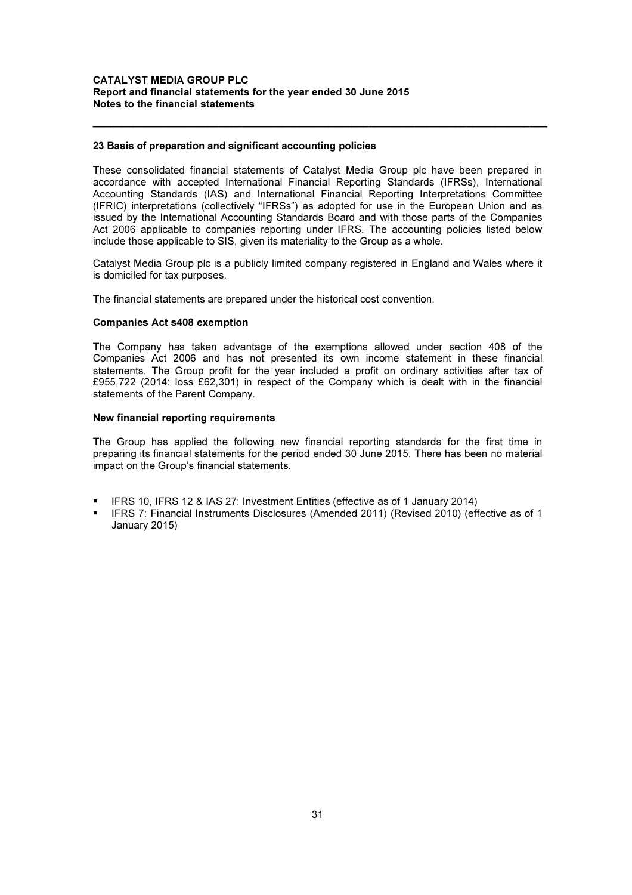## 23 Basis of preparation and significant accounting policies

These consolidated financial statements of Catalyst Media Group plc have been prepared in accordance with accepted International Financial Reporting Standards (IFRSs), International Accounting Standards (IAS) and International Financial Reporting Interpretations Committee (IFRIC) interpretations (collectively "IFRSs") as adopted for use in the European Union and as issued by the International Accounting Standards Board and with those parts of the Companies Act 2006 applicable to companies reporting under IFRS. The accounting policies listed below include those applicable to SIS, given its materiality to the Group as a whole.

Catalyst Media Group plc is a publicly limited company registered in England and Wales where it is domiciled for tax purposes.

The financial statements are prepared under the historical cost convention.

### Companies Act s408 exemption

The Company has taken advantage of the exemptions allowed under section 408 of the Companies Act 2006 and has not presented its own income statement in these financial statements. The Group profit for the year included a profit on ordinary activities after tax of £955,722 (2014: loss £62,301) in respect of the Company which is dealt with in the financial statements of the Parent Company.

### New financial reporting requirements

The Group has applied the following new financial reporting standards for the first time in preparing its financial statements for the period ended 30 June 2015. There has been no material impact on the Group's financial statements.

- IFRS 10, IFRS 12 & IAS 27: Investment Entities (effective as of 1 January 2014)
- IFRS 7: Financial Instruments Disclosures (Amended 2011) (Revised 2010) (effective as of 1 January 2015)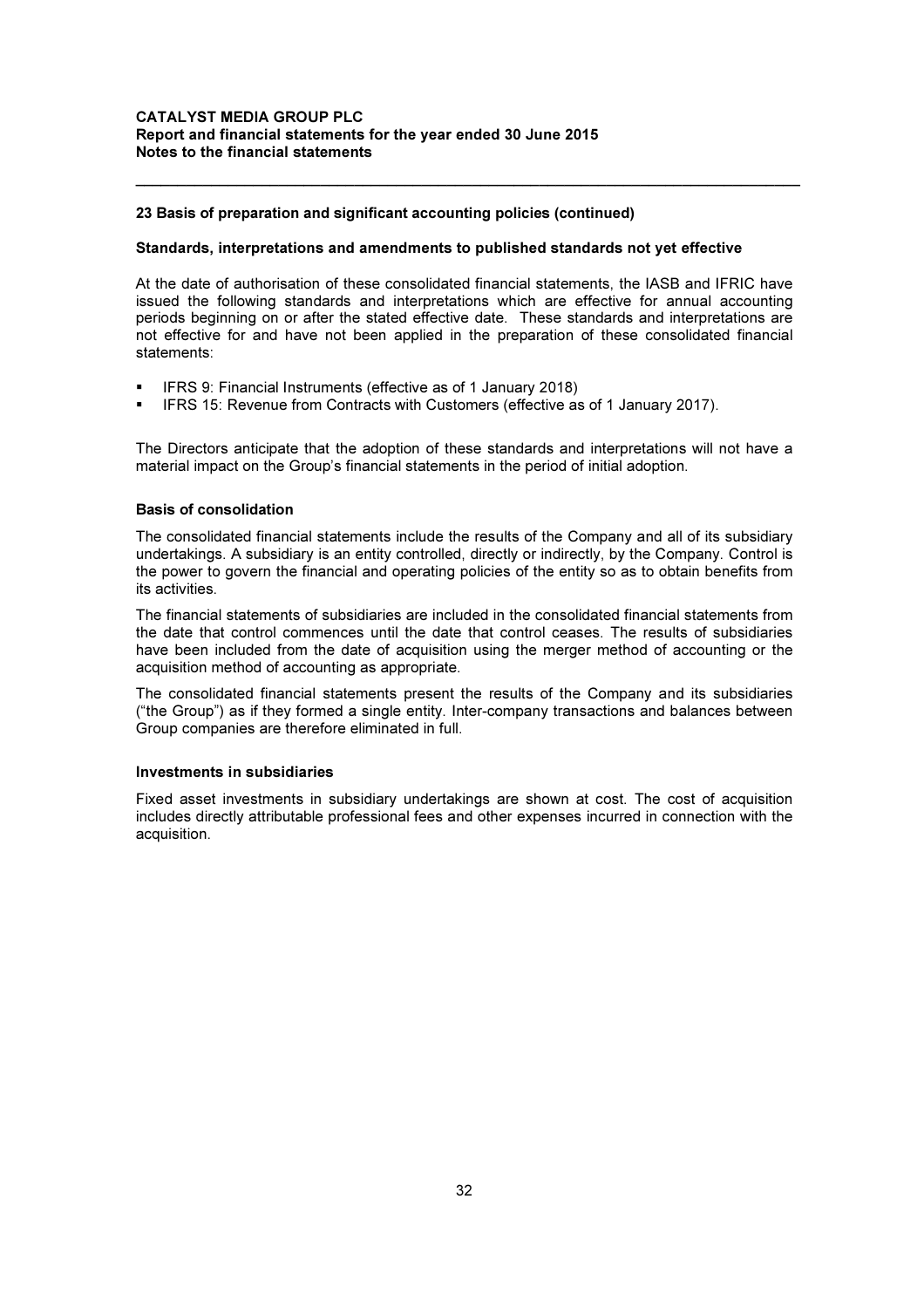## 23 Basis of preparation and significant accounting policies (continued)

### Standards, interpretations and amendments to published standards not yet effective

At the date of authorisation of these consolidated financial statements, the IASB and IFRIC have issued the following standards and interpretations which are effective for annual accounting periods beginning on or after the stated effective date. These standards and interpretations are not effective for and have not been applied in the preparation of these consolidated financial statements:

- IFRS 9: Financial Instruments (effective as of 1 January 2018)
- IFRS 15: Revenue from Contracts with Customers (effective as of 1 January 2017).

The Directors anticipate that the adoption of these standards and interpretations will not have a material impact on the Group's financial statements in the period of initial adoption.

### Basis of consolidation

The consolidated financial statements include the results of the Company and all of its subsidiary undertakings. A subsidiary is an entity controlled, directly or indirectly, by the Company. Control is the power to govern the financial and operating policies of the entity so as to obtain benefits from its activities.

The financial statements of subsidiaries are included in the consolidated financial statements from the date that control commences until the date that control ceases. The results of subsidiaries have been included from the date of acquisition using the merger method of accounting or the acquisition method of accounting as appropriate.

The consolidated financial statements present the results of the Company and its subsidiaries ("the Group") as if they formed a single entity. Inter-company transactions and balances between Group companies are therefore eliminated in full.

### Investments in subsidiaries

Fixed asset investments in subsidiary undertakings are shown at cost. The cost of acquisition includes directly attributable professional fees and other expenses incurred in connection with the acquisition.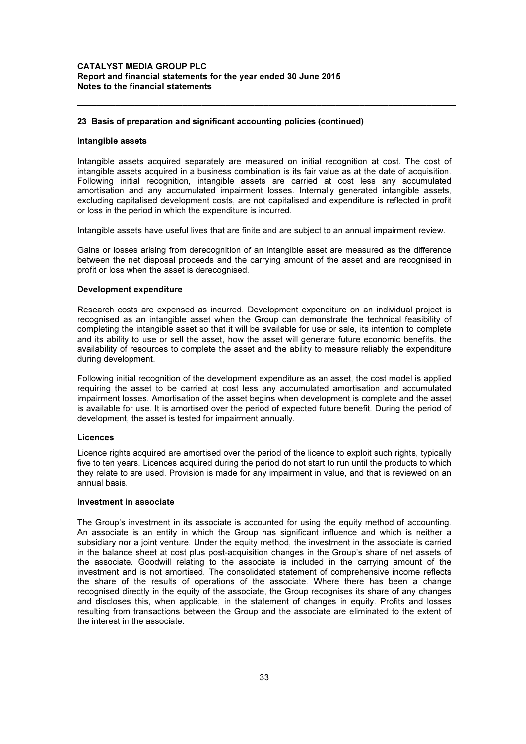## 23 Basis of preparation and significant accounting policies (continued)

### Intangible assets

Intangible assets acquired separately are measured on initial recognition at cost. The cost of intangible assets acquired in a business combination is its fair value as at the date of acquisition. Following initial recognition, intangible assets are carried at cost less any accumulated amortisation and any accumulated impairment losses. Internally generated intangible assets, excluding capitalised development costs, are not capitalised and expenditure is reflected in profit or loss in the period in which the expenditure is incurred.

Intangible assets have useful lives that are finite and are subject to an annual impairment review.

Gains or losses arising from derecognition of an intangible asset are measured as the difference between the net disposal proceeds and the carrying amount of the asset and are recognised in profit or loss when the asset is derecognised.

### Development expenditure

Research costs are expensed as incurred. Development expenditure on an individual project is recognised as an intangible asset when the Group can demonstrate the technical feasibility of completing the intangible asset so that it will be available for use or sale, its intention to complete and its ability to use or sell the asset, how the asset will generate future economic benefits, the availability of resources to complete the asset and the ability to measure reliably the expenditure during development.

Following initial recognition of the development expenditure as an asset, the cost model is applied requiring the asset to be carried at cost less any accumulated amortisation and accumulated impairment losses. Amortisation of the asset begins when development is complete and the asset is available for use. It is amortised over the period of expected future benefit. During the period of development, the asset is tested for impairment annually.

### Licences

Licence rights acquired are amortised over the period of the licence to exploit such rights, typically five to ten years. Licences acquired during the period do not start to run until the products to which they relate to are used. Provision is made for any impairment in value, and that is reviewed on an annual basis.

### Investment in associate

The Group's investment in its associate is accounted for using the equity method of accounting. An associate is an entity in which the Group has significant influence and which is neither a subsidiary nor a joint venture. Under the equity method, the investment in the associate is carried in the balance sheet at cost plus post-acquisition changes in the Group's share of net assets of the associate. Goodwill relating to the associate is included in the carrying amount of the investment and is not amortised. The consolidated statement of comprehensive income reflects the share of the results of operations of the associate. Where there has been a change recognised directly in the equity of the associate, the Group recognises its share of any changes and discloses this, when applicable, in the statement of changes in equity. Profits and losses resulting from transactions between the Group and the associate are eliminated to the extent of the interest in the associate.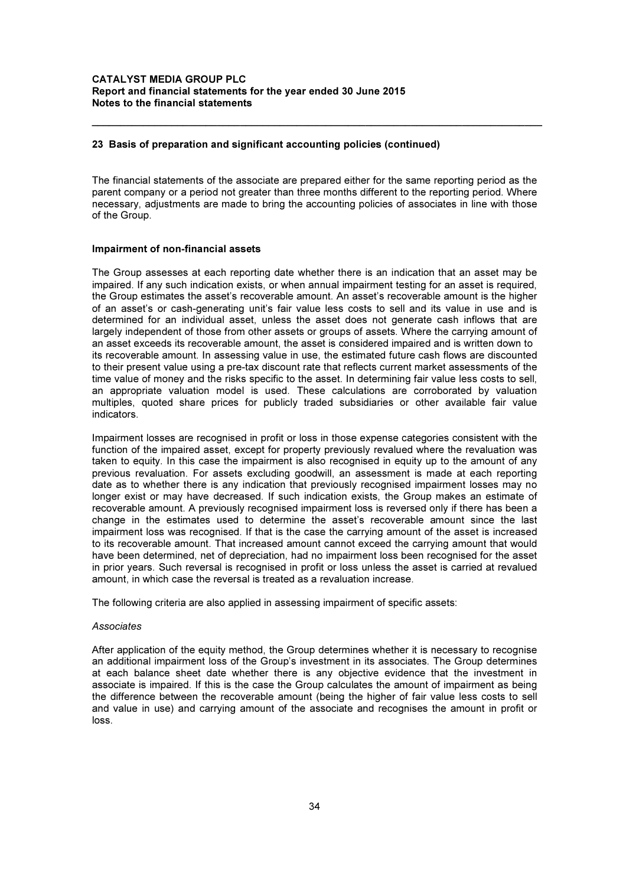## 23 Basis of preparation and significant accounting policies (continued)

The financial statements of the associate are prepared either for the same reporting period as the parent company or a period not greater than three months different to the reporting period. Where necessary, adjustments are made to bring the accounting policies of associates in line with those of the Group.

### Impairment of non-financial assets

The Group assesses at each reporting date whether there is an indication that an asset may be impaired. If any such indication exists, or when annual impairment testing for an asset is required, the Group estimates the asset's recoverable amount. An asset's recoverable amount is the higher of an asset's or cash-generating unit's fair value less costs to sell and its value in use and is determined for an individual asset, unless the asset does not generate cash inflows that are largely independent of those from other assets or groups of assets. Where the carrying amount of an asset exceeds its recoverable amount, the asset is considered impaired and is written down to its recoverable amount. In assessing value in use, the estimated future cash flows are discounted to their present value using a pre-tax discount rate that reflects current market assessments of the time value of money and the risks specific to the asset. In determining fair value less costs to sell, an appropriate valuation model is used. These calculations are corroborated by valuation multiples, quoted share prices for publicly traded subsidiaries or other available fair value indicators.

Impairment losses are recognised in profit or loss in those expense categories consistent with the function of the impaired asset, except for property previously revalued where the revaluation was taken to equity. In this case the impairment is also recognised in equity up to the amount of any previous revaluation. For assets excluding goodwill, an assessment is made at each reporting date as to whether there is any indication that previously recognised impairment losses may no longer exist or may have decreased. If such indication exists, the Group makes an estimate of recoverable amount. A previously recognised impairment loss is reversed only if there has been a change in the estimates used to determine the asset's recoverable amount since the last impairment loss was recognised. If that is the case the carrying amount of the asset is increased to its recoverable amount. That increased amount cannot exceed the carrying amount that would have been determined, net of depreciation, had no impairment loss been recognised for the asset in prior years. Such reversal is recognised in profit or loss unless the asset is carried at revalued amount, in which case the reversal is treated as a revaluation increase.

The following criteria are also applied in assessing impairment of specific assets:

*Associates*

After application of the equity method, the Group determines whether it is necessary to recognise an additional impairment loss of the Group's investment in its associates. The Group determines at each balance sheet date whether there is any objective evidence that the investment in associate is impaired. If this is the case the Group calculates the amount of impairment as being the difference between the recoverable amount (being the higher of fair value less costs to sell and value in use) and carrying amount of the associate and recognises the amount in profit or loss.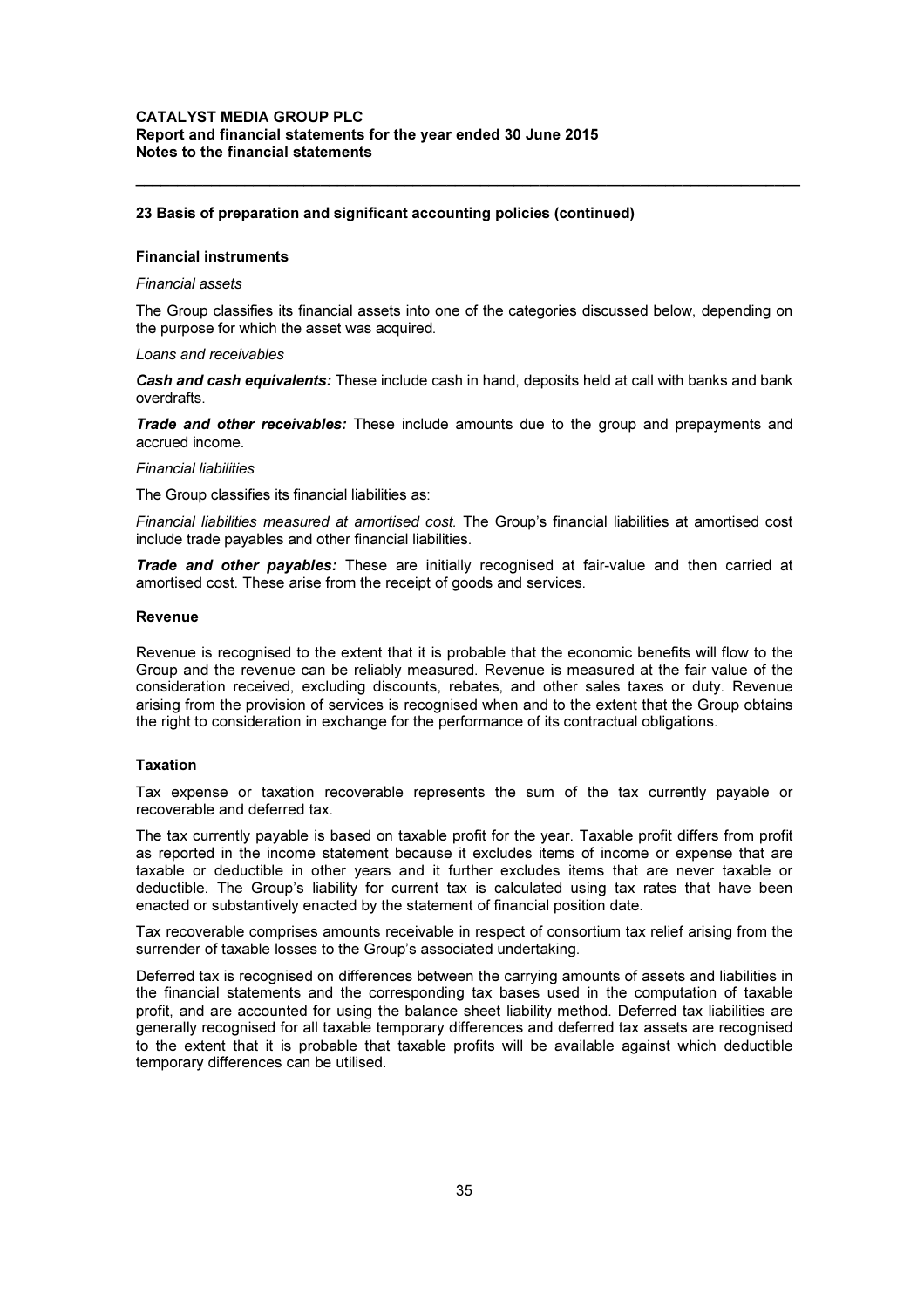## 23 Basis of preparation and significant accounting policies (continued)

### Financial instruments

*Financial assets*

The Group classifies its financial assets into one of the categories discussed below, depending on the purpose for which the asset was acquired.

*Loans and receivables*

***Cash and cash equivalents:*** These include cash in hand, deposits held at call with banks and bank overdrafts.

***Trade and other receivables:*** These include amounts due to the group and prepayments and accrued income.

*Financial liabilities*

The Group classifies its financial liabilities as:

*Financial liabilities measured at amortised cost.* The Group's financial liabilities at amortised cost include trade payables and other financial liabilities.

***Trade and other payables:*** These are initially recognised at fair-value and then carried at amortised cost. These arise from the receipt of goods and services.

### Revenue

Revenue is recognised to the extent that it is probable that the economic benefits will flow to the Group and the revenue can be reliably measured. Revenue is measured at the fair value of the consideration received, excluding discounts, rebates, and other sales taxes or duty. Revenue arising from the provision of services is recognised when and to the extent that the Group obtains the right to consideration in exchange for the performance of its contractual obligations.

### Taxation

Tax expense or taxation recoverable represents the sum of the tax currently payable or recoverable and deferred tax.

The tax currently payable is based on taxable profit for the year. Taxable profit differs from profit as reported in the income statement because it excludes items of income or expense that are taxable or deductible in other years and it further excludes items that are never taxable or deductible. The Group's liability for current tax is calculated using tax rates that have been enacted or substantively enacted by the statement of financial position date.

Tax recoverable comprises amounts receivable in respect of consortium tax relief arising from the surrender of taxable losses to the Group's associated undertaking.

Deferred tax is recognised on differences between the carrying amounts of assets and liabilities in the financial statements and the corresponding tax bases used in the computation of taxable profit, and are accounted for using the balance sheet liability method. Deferred tax liabilities are generally recognised for all taxable temporary differences and deferred tax assets are recognised to the extent that it is probable that taxable profits will be available against which deductible temporary differences can be utilised.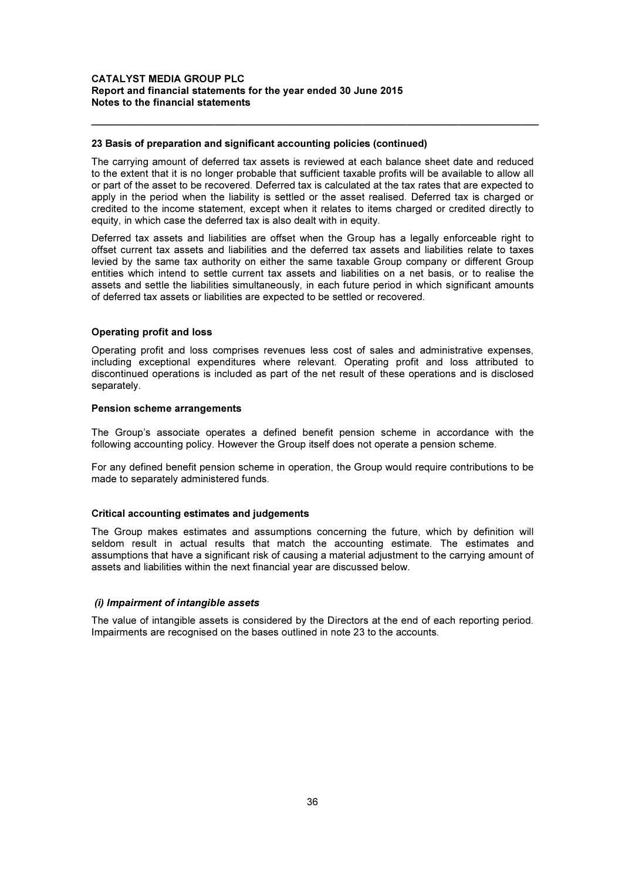### 23 Basis of preparation and significant accounting policies (continued)

The carrying amount of deferred tax assets is reviewed at each balance sheet date and reduced to the extent that it is no longer probable that sufficient taxable profits will be available to allow all or part of the asset to be recovered. Deferred tax is calculated at the tax rates that are expected to apply in the period when the liability is settled or the asset realised. Deferred tax is charged or credited to the income statement, except when it relates to items charged or credited directly to equity, in which case the deferred tax is also dealt with in equity.

Deferred tax assets and liabilities are offset when the Group has a legally enforceable right to offset current tax assets and liabilities and the deferred tax assets and liabilities relate to taxes levied by the same tax authority on either the same taxable Group company or different Group entities which intend to settle current tax assets and liabilities on a net basis, or to realise the assets and settle the liabilities simultaneously, in each future period in which significant amounts of deferred tax assets or liabilities are expected to be settled or recovered.

#### Operating profit and loss

Operating profit and loss comprises revenues less cost of sales and administrative expenses, including exceptional expenditures where relevant. Operating profit and loss attributed to discontinued operations is included as part of the net result of these operations and is disclosed separately.

#### Pension scheme arrangements

The Group's associate operates a defined benefit pension scheme in accordance with the following accounting policy. However the Group itself does not operate a pension scheme.

For any defined benefit pension scheme in operation, the Group would require contributions to be made to separately administered funds.

#### Critical accounting estimates and judgements

The Group makes estimates and assumptions concerning the future, which by definition will seldom result in actual results that match the accounting estimate. The estimates and assumptions that have a significant risk of causing a material adjustment to the carrying amount of assets and liabilities within the next financial year are discussed below.

***(i) Impairment of intangible assets***

The value of intangible assets is considered by the Directors at the end of each reporting period. Impairments are recognised on the bases outlined in note 23 to the accounts.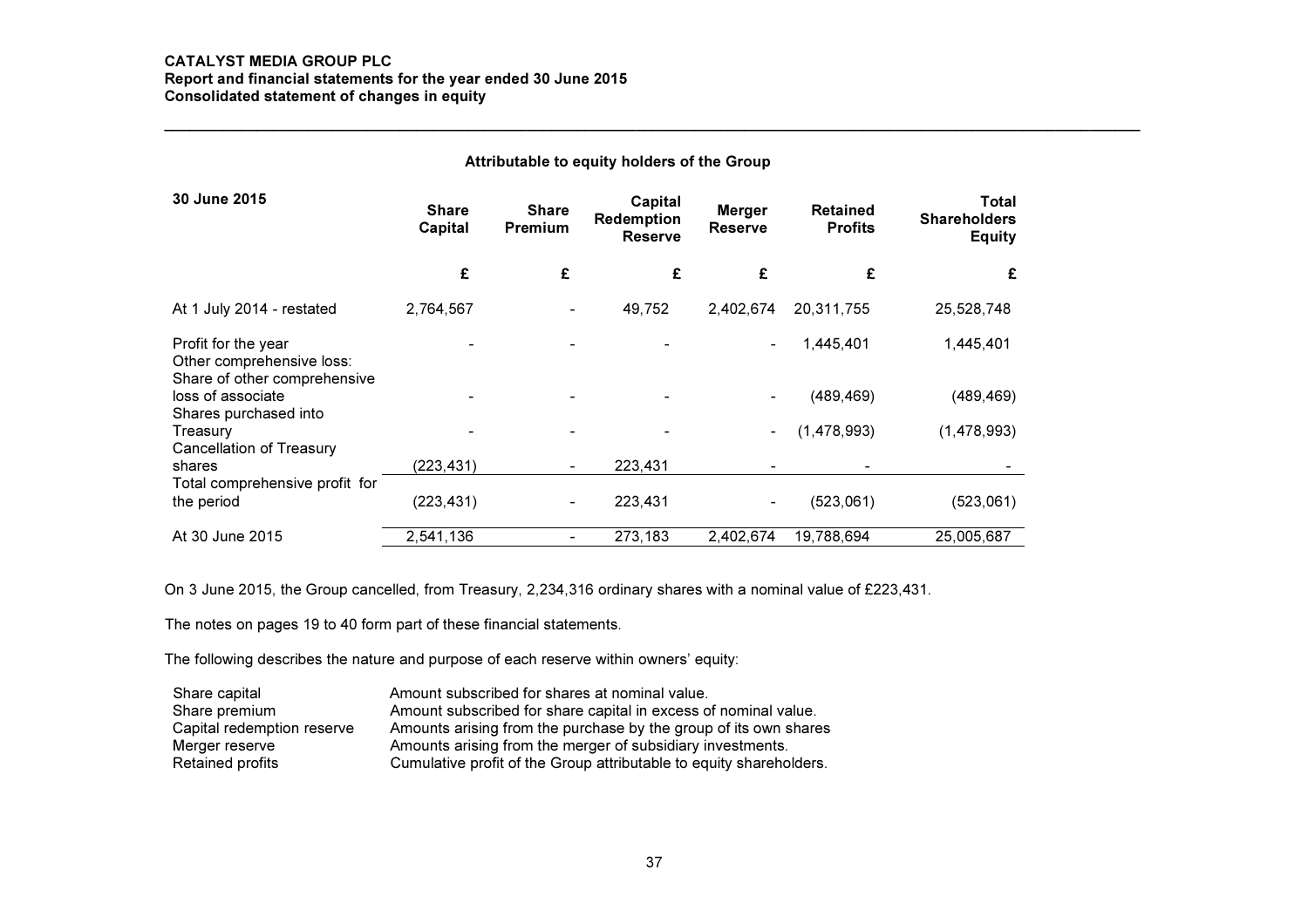**CATALYST MEDIA GROUP PLC**
**Report and financial statements for the year ended 30 June 2015**
**Consolidated statement of changes in equity**

**Attributable to equity holders of the Group**

| 30 June 2015 | Share Capital | Share Premium | Capital Redemption Reserve | Merger Reserve | Retained Profits | Total Shareholders Equity |
|---|---|---|---|---|---|---|
| | £ | £ | £ | £ | £ | £ |
| At 1 July 2014 - restated | 2,764,567 | - | 49,752 | 2,402,674 | 20,311,755 | 25,528,748 |
| Profit for the year | - | - | - | - | 1,445,401 | 1,445,401 |
| Other comprehensive loss: | | | | | | |
| Share of other comprehensive loss of associate | - | - | - | - | (489,469) | (489,469) |
| Shares purchased into Treasury | - | - | - | - | (1,478,993) | (1,478,993) |
| Cancellation of Treasury shares | (223,431) | - | 223,431 | - | - | - |
| Total comprehensive profit for the period | (223,431) | - | 223,431 | - | (523,061) | (523,061) |
| At 30 June 2015 | 2,541,136 | - | 273,183 | 2,402,674 | 19,788,694 | 25,005,687 |

On 3 June 2015, the Group cancelled, from Treasury, 2,234,316 ordinary shares with a nominal value of £223,431.

The notes on pages 19 to 40 form part of these financial statements.

The following describes the nature and purpose of each reserve within owners' equity:

| | |
|---|---|
| Share capital | Amount subscribed for shares at nominal value. |
| Share premium | Amount subscribed for share capital in excess of nominal value. |
| Capital redemption reserve | Amounts arising from the purchase by the group of its own shares |
| Merger reserve | Amounts arising from the merger of subsidiary investments. |
| Retained profits | Cumulative profit of the Group attributable to equity shareholders. |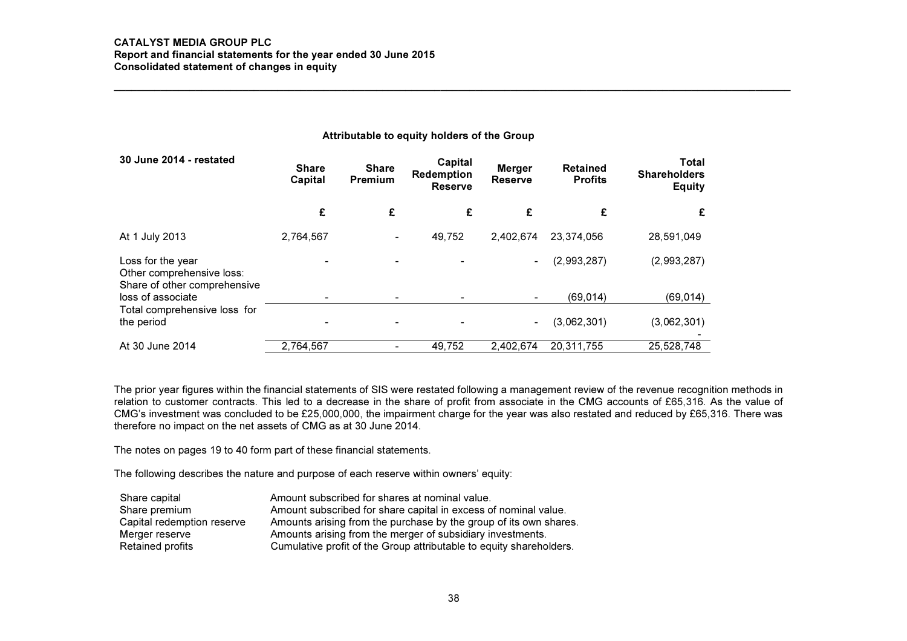**CATALYST MEDIA GROUP PLC**
**Report and financial statements for the year ended 30 June 2015**
**Consolidated statement of changes in equity**

**Attributable to equity holders of the Group**

| 30 June 2014 - restated | Share Capital | Share Premium | Capital Redemption Reserve | Merger Reserve | Retained Profits | Total Shareholders Equity |
|---|---|---|---|---|---|---|
| | £ | £ | £ | £ | £ | £ |
| At 1 July 2013 | 2,764,567 | - | 49,752 | 2,402,674 | 23,374,056 | 28,591,049 |
| Loss for the year | - | - | - | - | (2,993,287) | (2,993,287) |
| Other comprehensive loss: Share of other comprehensive loss of associate | - | - | - | - | (69,014) | (69,014) |
| Total comprehensive loss for the period | - | - | - | - | (3,062,301) | (3,062,301) |
| At 30 June 2014 | 2,764,567 | - | 49,752 | 2,402,674 | 20,311,755 | 25,528,748 |

The prior year figures within the financial statements of SIS were restated following a management review of the revenue recognition methods in relation to customer contracts. This led to a decrease in the share of profit from associate in the CMG accounts of £65,316. As the value of CMG's investment was concluded to be £25,000,000, the impairment charge for the year was also restated and reduced by £65,316. There was therefore no impact on the net assets of CMG as at 30 June 2014.

The notes on pages 19 to 40 form part of these financial statements.

The following describes the nature and purpose of each reserve within owners' equity:

| | |
|---|---|
| Share capital | Amount subscribed for shares at nominal value. |
| Share premium | Amount subscribed for share capital in excess of nominal value. |
| Capital redemption reserve | Amounts arising from the purchase by the group of its own shares. |
| Merger reserve | Amounts arising from the merger of subsidiary investments. |
| Retained profits | Cumulative profit of the Group attributable to equity shareholders. |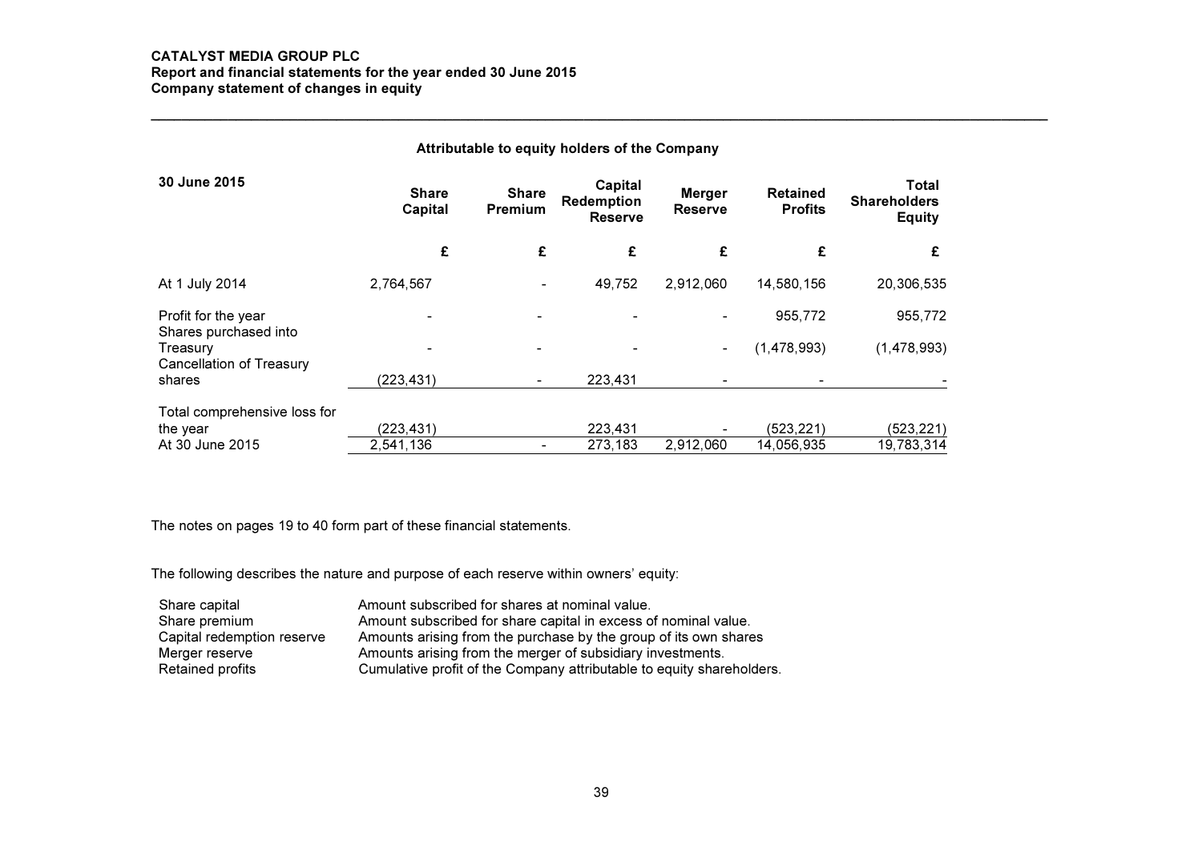**CATALYST MEDIA GROUP PLC**
**Report and financial statements for the year ended 30 June 2015**
**Company statement of changes in equity**

| | Attributable to equity holders of the Company | | | | | |
|---|---|---|---|---|---|---|
| **30 June 2015** | **Share Capital** | **Share Premium** | **Capital Redemption Reserve** | **Merger Reserve** | **Retained Profits** | **Total Shareholders Equity** |
| | **£** | **£** | **£** | **£** | **£** | **£** |
| At 1 July 2014 | 2,764,567 | - | 49,752 | 2,912,060 | 14,580,156 | 20,306,535 |
| Profit for the year | - | - | - | - | 955,772 | 955,772 |
| Shares purchased into Treasury | - | - | - | - | (1,478,993) | (1,478,993) |
| Cancellation of Treasury shares | (223,431) | - | 223,431 | - | - | - |
| Total comprehensive loss for the year | (223,431) | | 223,431 | - | (523,221) | (523,221) |
| At 30 June 2015 | 2,541,136 | - | 273,183 | 2,912,060 | 14,056,935 | 19,783,314 |

The notes on pages 19 to 40 form part of these financial statements.

The following describes the nature and purpose of each reserve within owners' equity:

| | |
|---|---|
| Share capital | Amount subscribed for shares at nominal value. |
| Share premium | Amount subscribed for share capital in excess of nominal value. |
| Capital redemption reserve | Amounts arising from the purchase by the group of its own shares |
| Merger reserve | Amounts arising from the merger of subsidiary investments. |
| Retained profits | Cumulative profit of the Company attributable to equity shareholders. |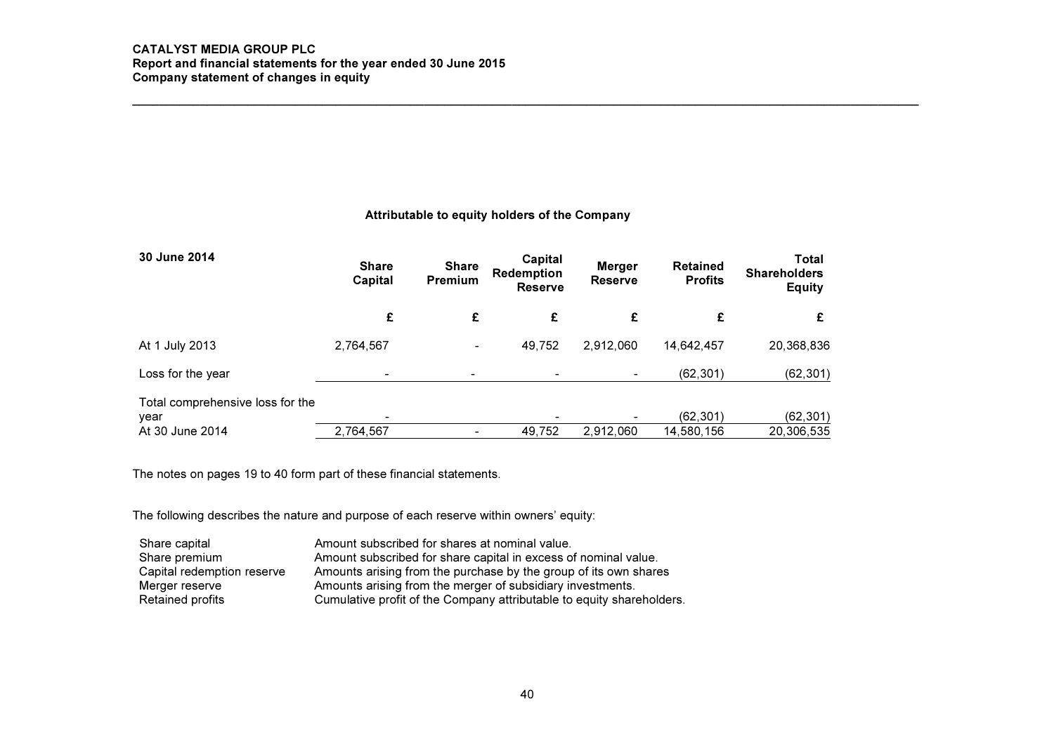**Attributable to equity holders of the Company**

| 30 June 2014 | Share Capital | Share Premium | Capital Redemption Reserve | Merger Reserve | Retained Profits | Total Shareholders Equity |
|---|---|---|---|---|---|---|
| | £ | £ | £ | £ | £ | £ |
| At 1 July 2013 | 2,764,567 | - | 49,752 | 2,912,060 | 14,642,457 | 20,368,836 |
| Loss for the year | - | - | - | - | (62,301) | (62,301) |
| Total comprehensive loss for the year | - | | - | - | (62,301) | (62,301) |
| At 30 June 2014 | 2,764,567 | - | 49,752 | 2,912,060 | 14,580,156 | 20,306,535 |

The notes on pages 19 to 40 form part of these financial statements.

The following describes the nature and purpose of each reserve within owners' equity:

| | |
|---|---|
| Share capital | Amount subscribed for shares at nominal value. |
| Share premium | Amount subscribed for share capital in excess of nominal value. |
| Capital redemption reserve | Amounts arising from the purchase by the group of its own shares |
| Merger reserve | Amounts arising from the merger of subsidiary investments. |
| Retained profits | Cumulative profit of the Company attributable to equity shareholders. |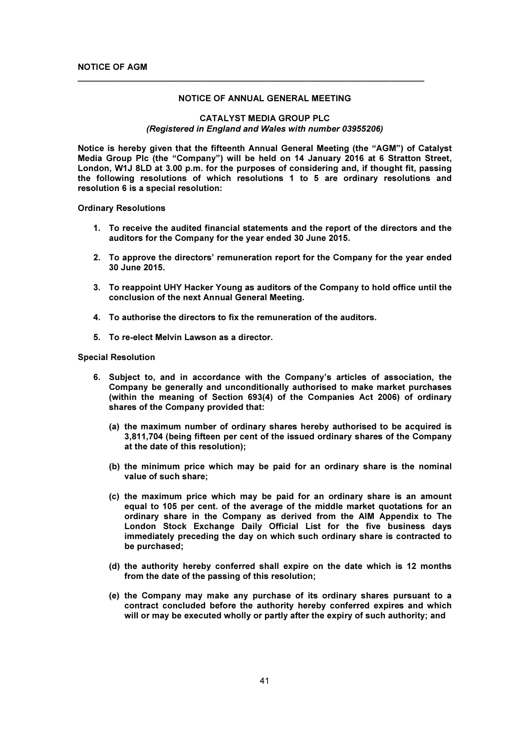**NOTICE OF AGM**

---

## NOTICE OF ANNUAL GENERAL MEETING

### CATALYST MEDIA GROUP PLC

*(Registered in England and Wales with number 03955206)*

**Notice is hereby given that the fifteenth Annual General Meeting (the "AGM") of Catalyst Media Group Plc (the "Company") will be held on 14 January 2016 at 6 Stratton Street, London, W1J 8LD at 3.00 p.m. for the purposes of considering and, if thought fit, passing the following resolutions of which resolutions 1 to 5 are ordinary resolutions and resolution 6 is a special resolution:**

**Ordinary Resolutions**

1. **To receive the audited financial statements and the report of the directors and the auditors for the Company for the year ended 30 June 2015.**

2. **To approve the directors' remuneration report for the Company for the year ended 30 June 2015.**

3. **To reappoint UHY Hacker Young as auditors of the Company to hold office until the conclusion of the next Annual General Meeting.**

4. **To authorise the directors to fix the remuneration of the auditors.**

5. **To re-elect Melvin Lawson as a director.**

**Special Resolution**

6. **Subject to, and in accordance with the Company's articles of association, the Company be generally and unconditionally authorised to make market purchases (within the meaning of Section 693(4) of the Companies Act 2006) of ordinary shares of the Company provided that:**

   **(a) the maximum number of ordinary shares hereby authorised to be acquired is 3,811,704 (being fifteen per cent of the issued ordinary shares of the Company at the date of this resolution);**

   **(b) the minimum price which may be paid for an ordinary share is the nominal value of such share;**

   **(c) the maximum price which may be paid for an ordinary share is an amount equal to 105 per cent. of the average of the middle market quotations for an ordinary share in the Company as derived from the AIM Appendix to The London Stock Exchange Daily Official List for the five business days immediately preceding the day on which such ordinary share is contracted to be purchased;**

   **(d) the authority hereby conferred shall expire on the date which is 12 months from the date of the passing of this resolution;**

   **(e) the Company may make any purchase of its ordinary shares pursuant to a contract concluded before the authority hereby conferred expires and which will or may be executed wholly or partly after the expiry of such authority; and**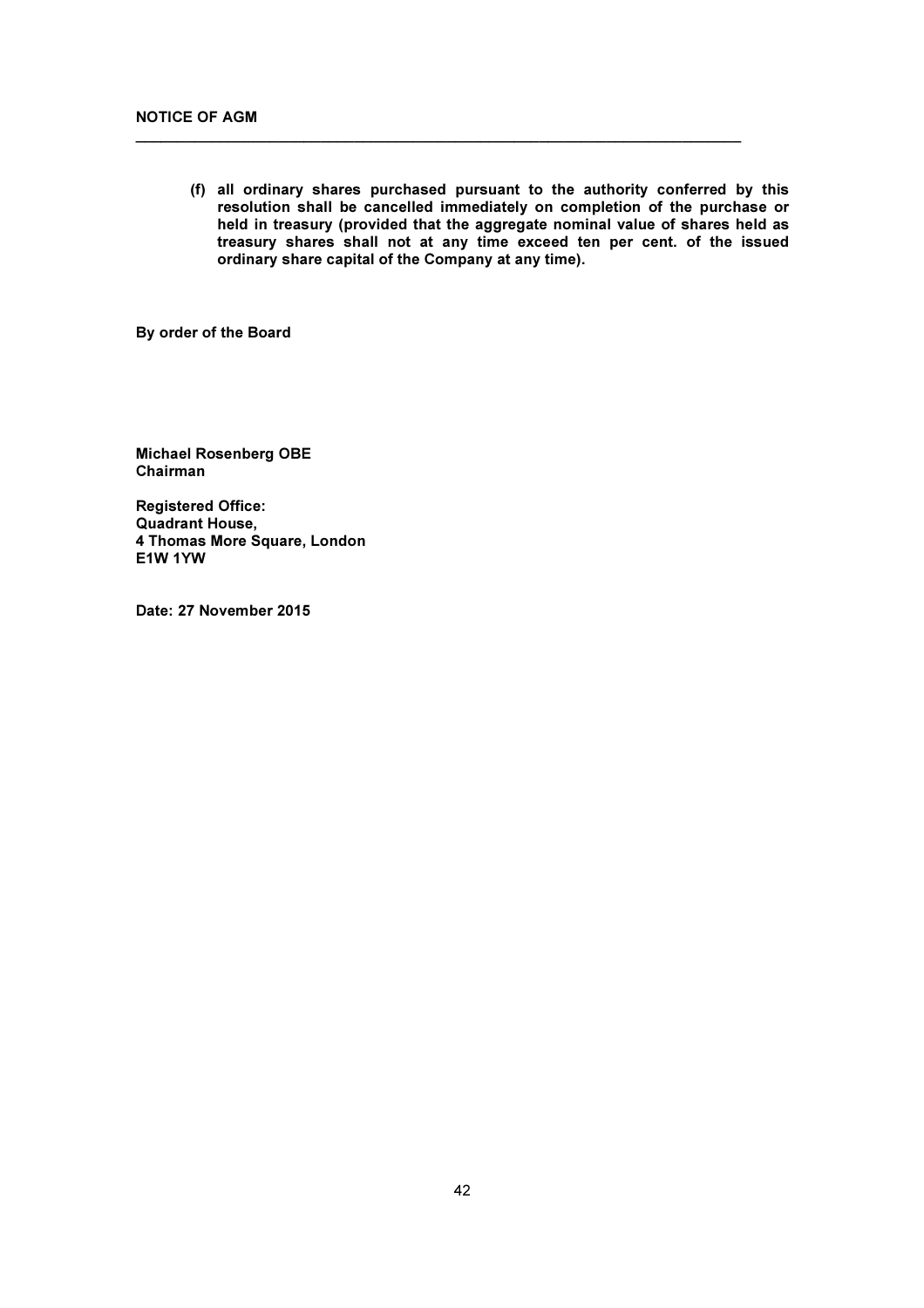**(f) all ordinary shares purchased pursuant to the authority conferred by this resolution shall be cancelled immediately on completion of the purchase or held in treasury (provided that the aggregate nominal value of shares held as treasury shares shall not at any time exceed ten per cent. of the issued ordinary share capital of the Company at any time).**

**By order of the Board**

**Michael Rosenberg OBE**
**Chairman**

**Registered Office:**
**Quadrant House,**
**4 Thomas More Square, London**
**E1W 1YW**

**Date: 27 November 2015**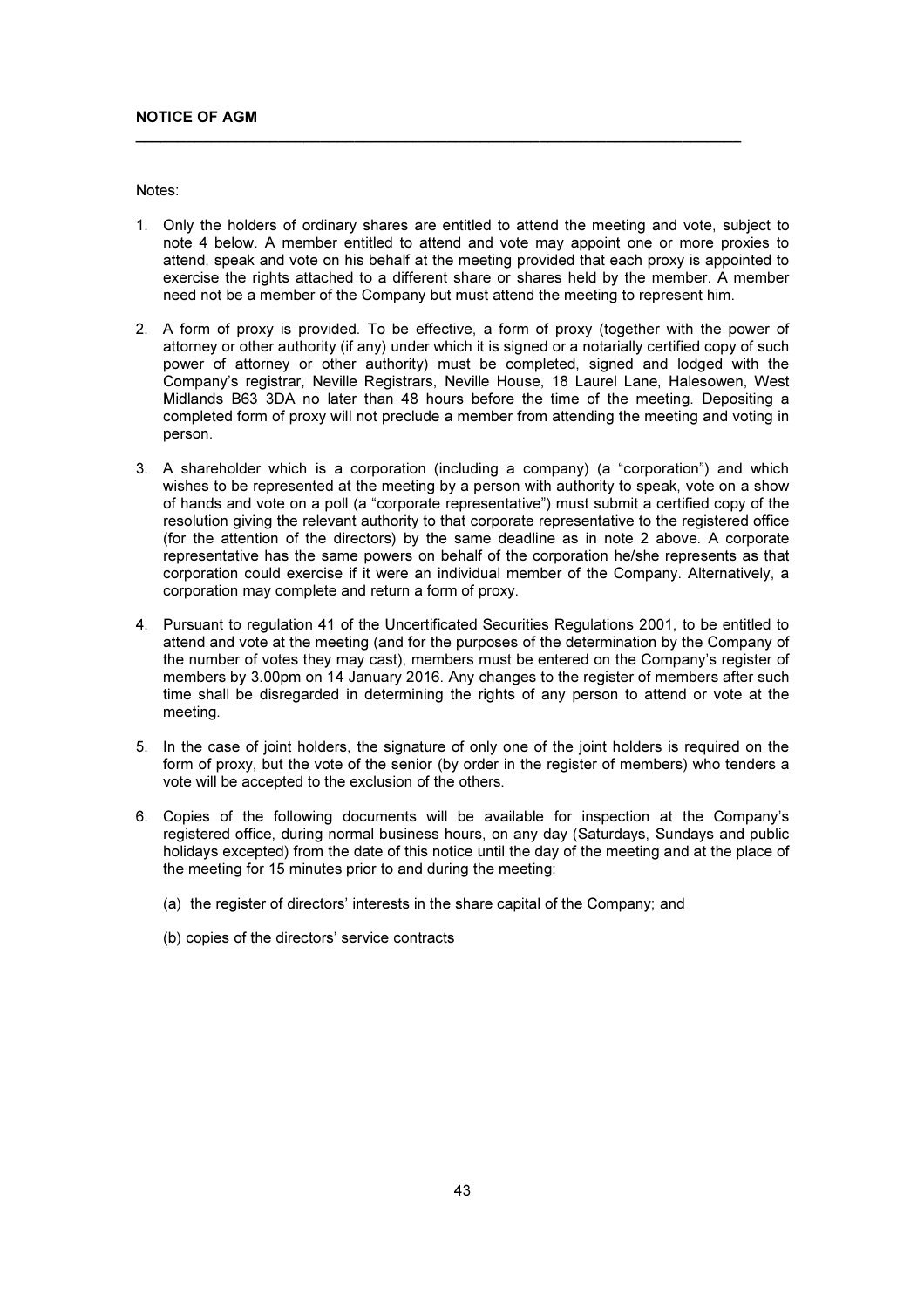**NOTICE OF AGM**

Notes:

1. Only the holders of ordinary shares are entitled to attend the meeting and vote, subject to note 4 below. A member entitled to attend and vote may appoint one or more proxies to attend, speak and vote on his behalf at the meeting provided that each proxy is appointed to exercise the rights attached to a different share or shares held by the member. A member need not be a member of the Company but must attend the meeting to represent him.

2. A form of proxy is provided. To be effective, a form of proxy (together with the power of attorney or other authority (if any) under which it is signed or a notarially certified copy of such power of attorney or other authority) must be completed, signed and lodged with the Company's registrar, Neville Registrars, Neville House, 18 Laurel Lane, Halesowen, West Midlands B63 3DA no later than 48 hours before the time of the meeting. Depositing a completed form of proxy will not preclude a member from attending the meeting and voting in person.

3. A shareholder which is a corporation (including a company) (a "corporation") and which wishes to be represented at the meeting by a person with authority to speak, vote on a show of hands and vote on a poll (a "corporate representative") must submit a certified copy of the resolution giving the relevant authority to that corporate representative to the registered office (for the attention of the directors) by the same deadline as in note 2 above. A corporate representative has the same powers on behalf of the corporation he/she represents as that corporation could exercise if it were an individual member of the Company. Alternatively, a corporation may complete and return a form of proxy.

4. Pursuant to regulation 41 of the Uncertificated Securities Regulations 2001, to be entitled to attend and vote at the meeting (and for the purposes of the determination by the Company of the number of votes they may cast), members must be entered on the Company's register of members by 3.00pm on 14 January 2016. Any changes to the register of members after such time shall be disregarded in determining the rights of any person to attend or vote at the meeting.

5. In the case of joint holders, the signature of only one of the joint holders is required on the form of proxy, but the vote of the senior (by order in the register of members) who tenders a vote will be accepted to the exclusion of the others.

6. Copies of the following documents will be available for inspection at the Company's registered office, during normal business hours, on any day (Saturdays, Sundays and public holidays excepted) from the date of this notice until the day of the meeting and at the place of the meeting for 15 minutes prior to and during the meeting:

   (a) the register of directors' interests in the share capital of the Company; and

   (b) copies of the directors' service contracts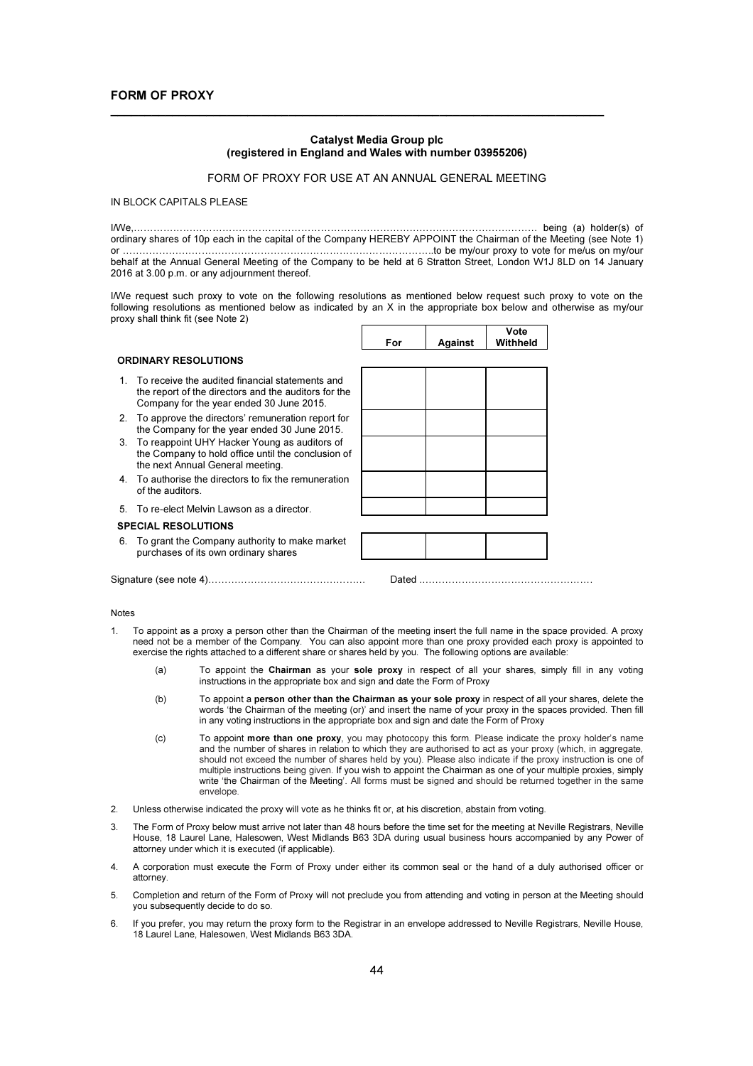## FORM OF PROXY

**Catalyst Media Group plc**
**(registered in England and Wales with number 03955206)**

FORM OF PROXY FOR USE AT AN ANNUAL GENERAL MEETING

IN BLOCK CAPITALS PLEASE

I/We,………………………………………………………………………………………………………………… being (a) holder(s) of ordinary shares of 10p each in the capital of the Company HEREBY APPOINT the Chairman of the Meeting (see Note 1) or ………………………………………………………………………………..to be my/our proxy to vote for me/us on my/our behalf at the Annual General Meeting of the Company to be held at 6 Stratton Street, London W1J 8LD on 14 January 2016 at 3.00 p.m. or any adjournment thereof.

I/We request such proxy to vote on the following resolutions as mentioned below request such proxy to vote on the following resolutions as mentioned below as indicated by an X in the appropriate box below and otherwise as my/our proxy shall think fit (see Note 2)

| | For | Against | Vote Withheld |
|---|---|---|---|
| **ORDINARY RESOLUTIONS** | | | |
| 1. To receive the audited financial statements and the report of the directors and the auditors for the Company for the year ended 30 June 2015. | | | |
| 2. To approve the directors' remuneration report for the Company for the year ended 30 June 2015. | | | |
| 3. To reappoint UHY Hacker Young as auditors of the Company to hold office until the conclusion of the next Annual General meeting. | | | |
| 4. To authorise the directors to fix the remuneration of the auditors. | | | |
| 5. To re-elect Melvin Lawson as a director. | | | |
| **SPECIAL RESOLUTIONS** | | | |
| 6. To grant the Company authority to make market purchases of its own ordinary shares | | | |

Signature (see note 4)………………………………………… Dated ………………………………………………

Notes

1. To appoint as a proxy a person other than the Chairman of the meeting insert the full name in the space provided. A proxy need not be a member of the Company. You can also appoint more than one proxy provided each proxy is appointed to exercise the rights attached to a different share or shares held by you. The following options are available:
   - (a) To appoint the **Chairman** as your **sole proxy** in respect of all your shares, simply fill in any voting instructions in the appropriate box and sign and date the Form of Proxy
   - (b) To appoint a **person other than the Chairman as your sole proxy** in respect of all your shares, delete the words 'the Chairman of the meeting (or)' and insert the name of your proxy in the spaces provided. Then fill in any voting instructions in the appropriate box and sign and date the Form of Proxy
   - (c) To appoint **more than one proxy**, you may photocopy this form. Please indicate the proxy holder's name and the number of shares in relation to which they are authorised to act as your proxy (which, in aggregate, should not exceed the number of shares held by you). Please also indicate if the proxy instruction is one of multiple instructions being given. If you wish to appoint the Chairman as one of your multiple proxies, simply write 'the Chairman of the Meeting'. All forms must be signed and should be returned together in the same envelope.
2. Unless otherwise indicated the proxy will vote as he thinks fit or, at his discretion, abstain from voting.
3. The Form of Proxy below must arrive not later than 48 hours before the time set for the meeting at Neville Registrars, Neville House, 18 Laurel Lane, Halesowen, West Midlands B63 3DA during usual business hours accompanied by any Power of attorney under which it is executed (if applicable).
4. A corporation must execute the Form of Proxy under either its common seal or the hand of a duly authorised officer or attorney.
5. Completion and return of the Form of Proxy will not preclude you from attending and voting in person at the Meeting should you subsequently decide to do so.
6. If you prefer, you may return the proxy form to the Registrar in an envelope addressed to Neville Registrars, Neville House, 18 Laurel Lane, Halesowen, West Midlands B63 3DA.